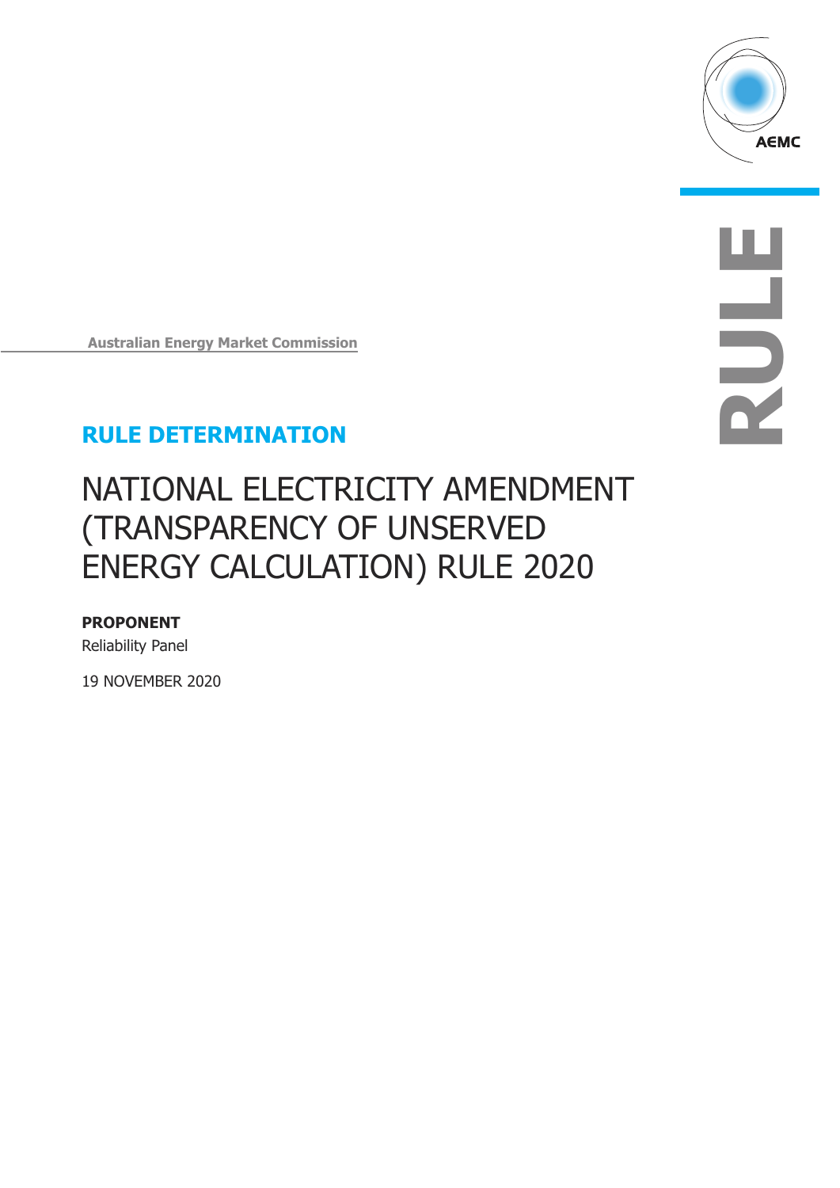AEMC

RULE

Australian Energy Market Commission

## RULE DETERMINATION

# NATIONAL ELECTRICITY AMENDMENT (TRANSPARENCY OF UNSERVED ENERGY CALCULATION) RULE 2020

**PROPONENT**

Reliability Panel

19 NOVEMBER 2020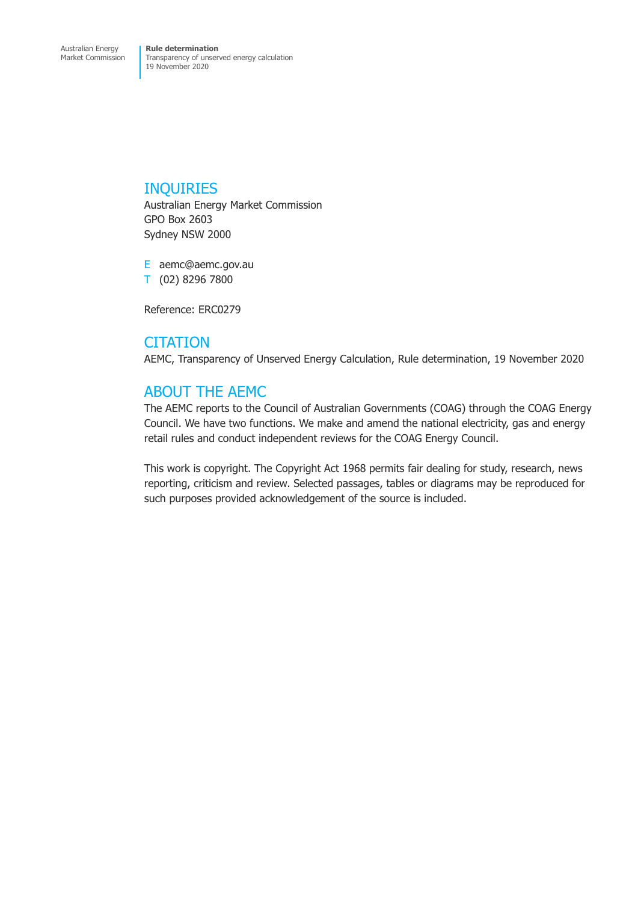## INQUIRIES

Australian Energy Market Commission
GPO Box 2603
Sydney NSW 2000

E aemc@aemc.gov.au
T (02) 8296 7800

Reference: ERC0279

## CITATION

AEMC, Transparency of Unserved Energy Calculation, Rule determination, 19 November 2020

## ABOUT THE AEMC

The AEMC reports to the Council of Australian Governments (COAG) through the COAG Energy Council. We have two functions. We make and amend the national electricity, gas and energy retail rules and conduct independent reviews for the COAG Energy Council.

This work is copyright. The Copyright Act 1968 permits fair dealing for study, research, news reporting, criticism and review. Selected passages, tables or diagrams may be reproduced for such purposes provided acknowledgement of the source is included.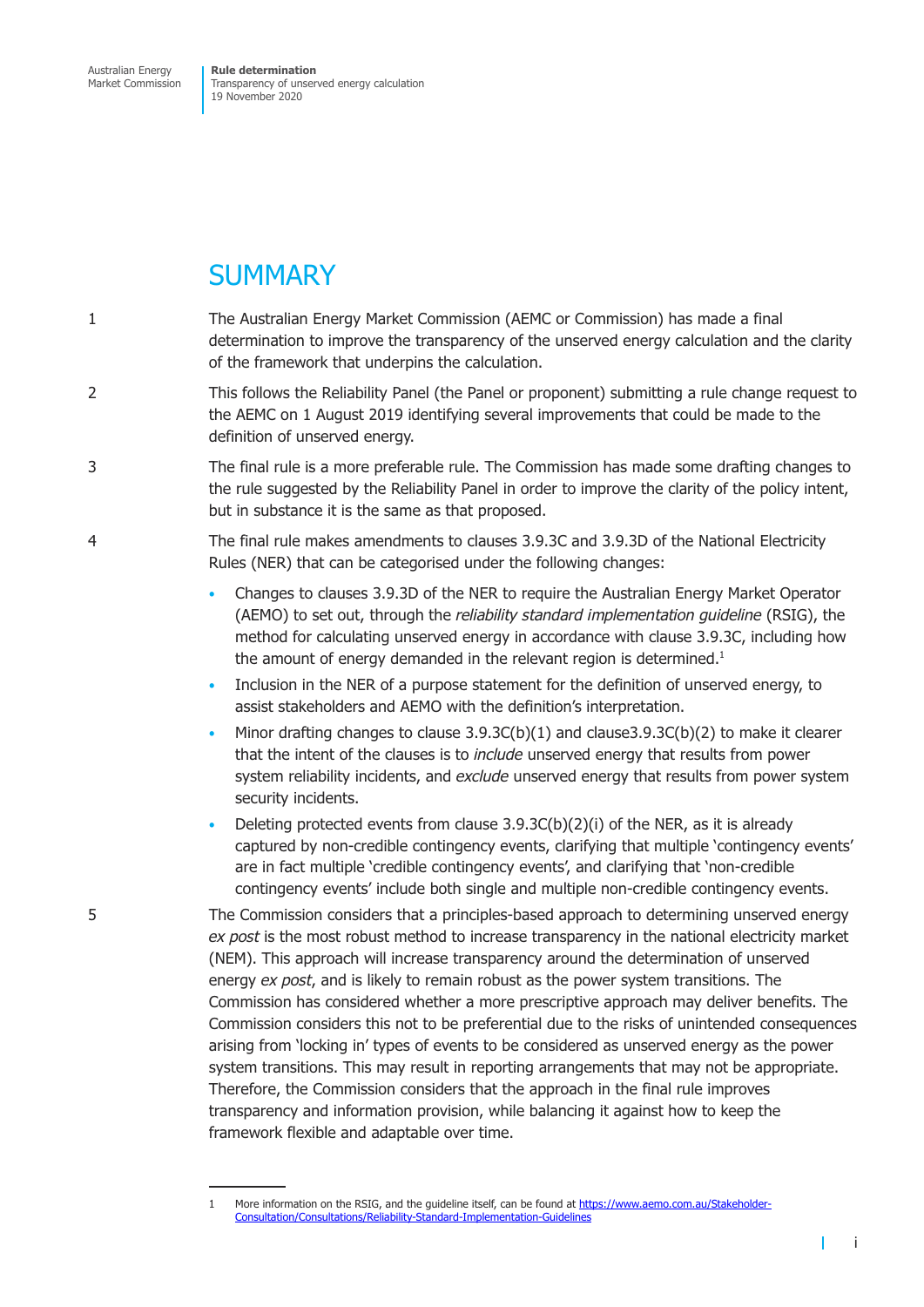# SUMMARY

1 The Australian Energy Market Commission (AEMC or Commission) has made a final determination to improve the transparency of the unserved energy calculation and the clarity of the framework that underpins the calculation.

2 This follows the Reliability Panel (the Panel or proponent) submitting a rule change request to the AEMC on 1 August 2019 identifying several improvements that could be made to the definition of unserved energy.

3 The final rule is a more preferable rule. The Commission has made some drafting changes to the rule suggested by the Reliability Panel in order to improve the clarity of the policy intent, but in substance it is the same as that proposed.

4 The final rule makes amendments to clauses 3.9.3C and 3.9.3D of the National Electricity Rules (NER) that can be categorised under the following changes:

- Changes to clauses 3.9.3D of the NER to require the Australian Energy Market Operator (AEMO) to set out, through the *reliability standard implementation guideline* (RSIG), the method for calculating unserved energy in accordance with clause 3.9.3C, including how the amount of energy demanded in the relevant region is determined.[1]
- Inclusion in the NER of a purpose statement for the definition of unserved energy, to assist stakeholders and AEMO with the definition's interpretation.
- Minor drafting changes to clause 3.9.3C(b)(1) and clause3.9.3C(b)(2) to make it clearer that the intent of the clauses is to *include* unserved energy that results from power system reliability incidents, and *exclude* unserved energy that results from power system security incidents.
- Deleting protected events from clause 3.9.3C(b)(2)(i) of the NER, as it is already captured by non-credible contingency events, clarifying that multiple 'contingency events' are in fact multiple 'credible contingency events', and clarifying that 'non-credible contingency events' include both single and multiple non-credible contingency events.

5 The Commission considers that a principles-based approach to determining unserved energy *ex post* is the most robust method to increase transparency in the national electricity market (NEM). This approach will increase transparency around the determination of unserved energy *ex post*, and is likely to remain robust as the power system transitions. The Commission has considered whether a more prescriptive approach may deliver benefits. The Commission considers this not to be preferential due to the risks of unintended consequences arising from 'locking in' types of events to be considered as unserved energy as the power system transitions. This may result in reporting arrangements that may not be appropriate. Therefore, the Commission considers that the approach in the final rule improves transparency and information provision, while balancing it against how to keep the framework flexible and adaptable over time.

---

1 More information on the RSIG, and the guideline itself, can be found at https://www.aemo.com.au/Stakeholder-Consultation/Consultations/Reliability-Standard-Implementation-Guidelines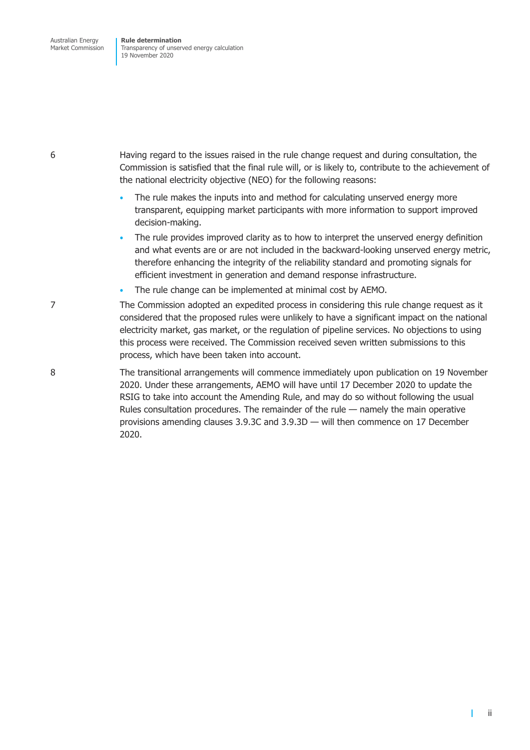6 Having regard to the issues raised in the rule change request and during consultation, the Commission is satisfied that the final rule will, or is likely to, contribute to the achievement of the national electricity objective (NEO) for the following reasons:

- The rule makes the inputs into and method for calculating unserved energy more transparent, equipping market participants with more information to support improved decision-making.
- The rule provides improved clarity as to how to interpret the unserved energy definition and what events are or are not included in the backward-looking unserved energy metric, therefore enhancing the integrity of the reliability standard and promoting signals for efficient investment in generation and demand response infrastructure.
- The rule change can be implemented at minimal cost by AEMO.

7 The Commission adopted an expedited process in considering this rule change request as it considered that the proposed rules were unlikely to have a significant impact on the national electricity market, gas market, or the regulation of pipeline services. No objections to using this process were received. The Commission received seven written submissions to this process, which have been taken into account.

8 The transitional arrangements will commence immediately upon publication on 19 November 2020. Under these arrangements, AEMO will have until 17 December 2020 to update the RSIG to take into account the Amending Rule, and may do so without following the usual Rules consultation procedures. The remainder of the rule — namely the main operative provisions amending clauses 3.9.3C and 3.9.3D — will then commence on 17 December 2020.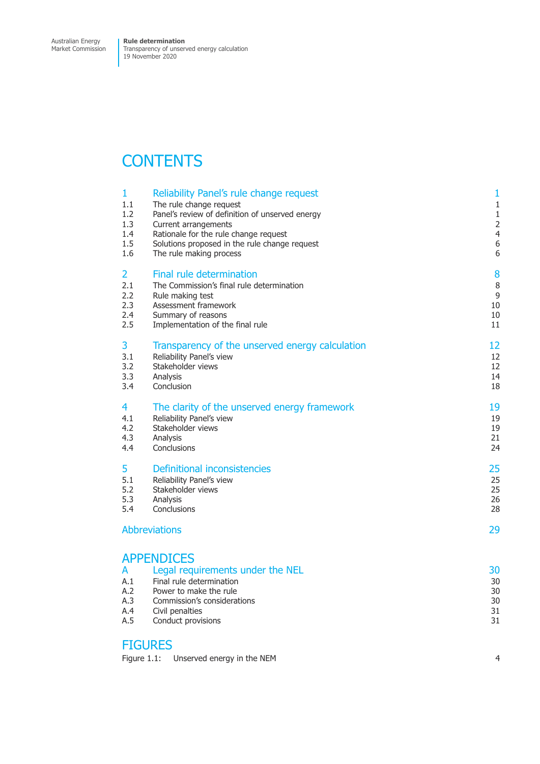# CONTENTS

| | | |
|---|---|---|
| **1** | **Reliability Panel's rule change request** | **1** |
| 1.1 | The rule change request | 1 |
| 1.2 | Panel's review of definition of unserved energy | 1 |
| 1.3 | Current arrangements | 2 |
| 1.4 | Rationale for the rule change request | 4 |
| 1.5 | Solutions proposed in the rule change request | 6 |
| 1.6 | The rule making process | 6 |
| **2** | **Final rule determination** | **8** |
| 2.1 | The Commission's final rule determination | 8 |
| 2.2 | Rule making test | 9 |
| 2.3 | Assessment framework | 10 |
| 2.4 | Summary of reasons | 10 |
| 2.5 | Implementation of the final rule | 11 |
| **3** | **Transparency of the unserved energy calculation** | **12** |
| 3.1 | Reliability Panel's view | 12 |
| 3.2 | Stakeholder views | 12 |
| 3.3 | Analysis | 14 |
| 3.4 | Conclusion | 18 |
| **4** | **The clarity of the unserved energy framework** | **19** |
| 4.1 | Reliability Panel's view | 19 |
| 4.2 | Stakeholder views | 19 |
| 4.3 | Analysis | 21 |
| 4.4 | Conclusions | 24 |
| **5** | **Definitional inconsistencies** | **25** |
| 5.1 | Reliability Panel's view | 25 |
| 5.2 | Stakeholder views | 25 |
| 5.3 | Analysis | 26 |
| 5.4 | Conclusions | 28 |
| | **Abbreviations** | **29** |

## APPENDICES

| | | |
|---|---|---|
| **A** | **Legal requirements under the NEL** | **30** |
| A.1 | Final rule determination | 30 |
| A.2 | Power to make the rule | 30 |
| A.3 | Commission's considerations | 30 |
| A.4 | Civil penalties | 31 |
| A.5 | Conduct provisions | 31 |

## FIGURES

| | | |
|---|---|---|
| Figure 1.1: | Unserved energy in the NEM | 4 |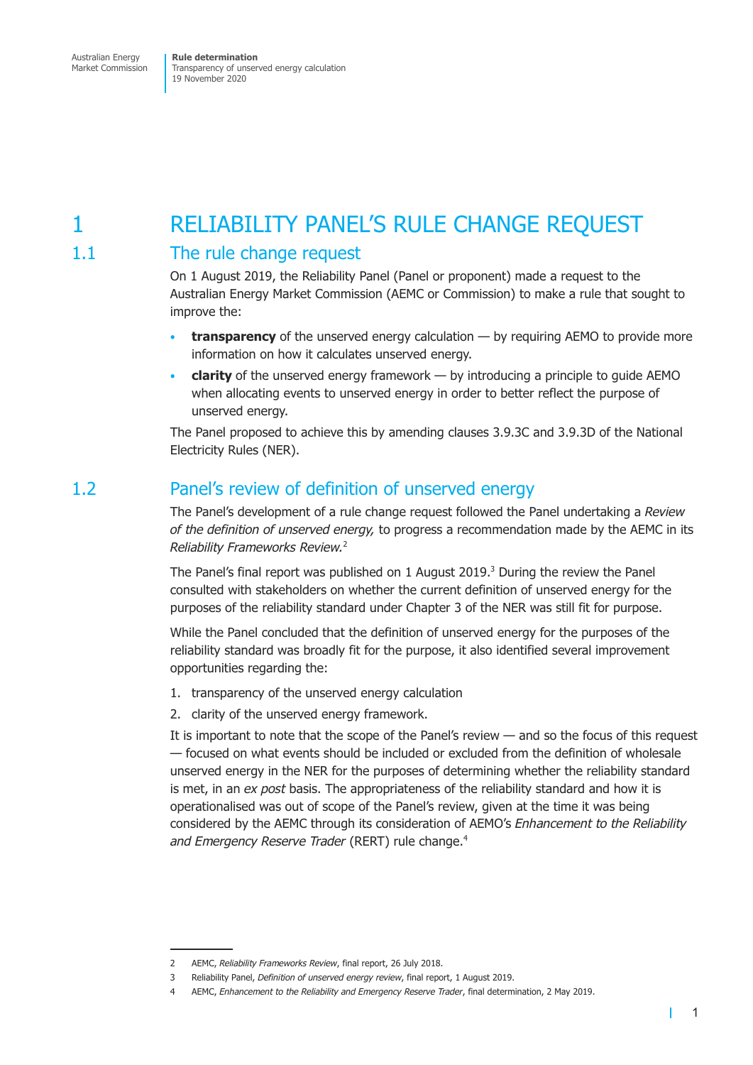# 1 RELIABILITY PANEL'S RULE CHANGE REQUEST

## 1.1 The rule change request

On 1 August 2019, the Reliability Panel (Panel or proponent) made a request to the Australian Energy Market Commission (AEMC or Commission) to make a rule that sought to improve the:

- **transparency** of the unserved energy calculation — by requiring AEMO to provide more information on how it calculates unserved energy.
- **clarity** of the unserved energy framework — by introducing a principle to guide AEMO when allocating events to unserved energy in order to better reflect the purpose of unserved energy.

The Panel proposed to achieve this by amending clauses 3.9.3C and 3.9.3D of the National Electricity Rules (NER).

## 1.2 Panel's review of definition of unserved energy

The Panel's development of a rule change request followed the Panel undertaking a *Review of the definition of unserved energy,* to progress a recommendation made by the AEMC in its *Reliability Frameworks Review.*[2]

The Panel's final report was published on 1 August 2019.[3] During the review the Panel consulted with stakeholders on whether the current definition of unserved energy for the purposes of the reliability standard under Chapter 3 of the NER was still fit for purpose.

While the Panel concluded that the definition of unserved energy for the purposes of the reliability standard was broadly fit for the purpose, it also identified several improvement opportunities regarding the:

1. transparency of the unserved energy calculation
2. clarity of the unserved energy framework.

It is important to note that the scope of the Panel's review — and so the focus of this request — focused on what events should be included or excluded from the definition of wholesale unserved energy in the NER for the purposes of determining whether the reliability standard is met, in an *ex post* basis. The appropriateness of the reliability standard and how it is operationalised was out of scope of the Panel's review, given at the time it was being considered by the AEMC through its consideration of AEMO's *Enhancement to the Reliability and Emergency Reserve Trader* (RERT) rule change.[4]

---

2 AEMC, *Reliability Frameworks Review*, final report, 26 July 2018.

3 Reliability Panel, *Definition of unserved energy review*, final report, 1 August 2019.

4 AEMC, *Enhancement to the Reliability and Emergency Reserve Trader*, final determination, 2 May 2019.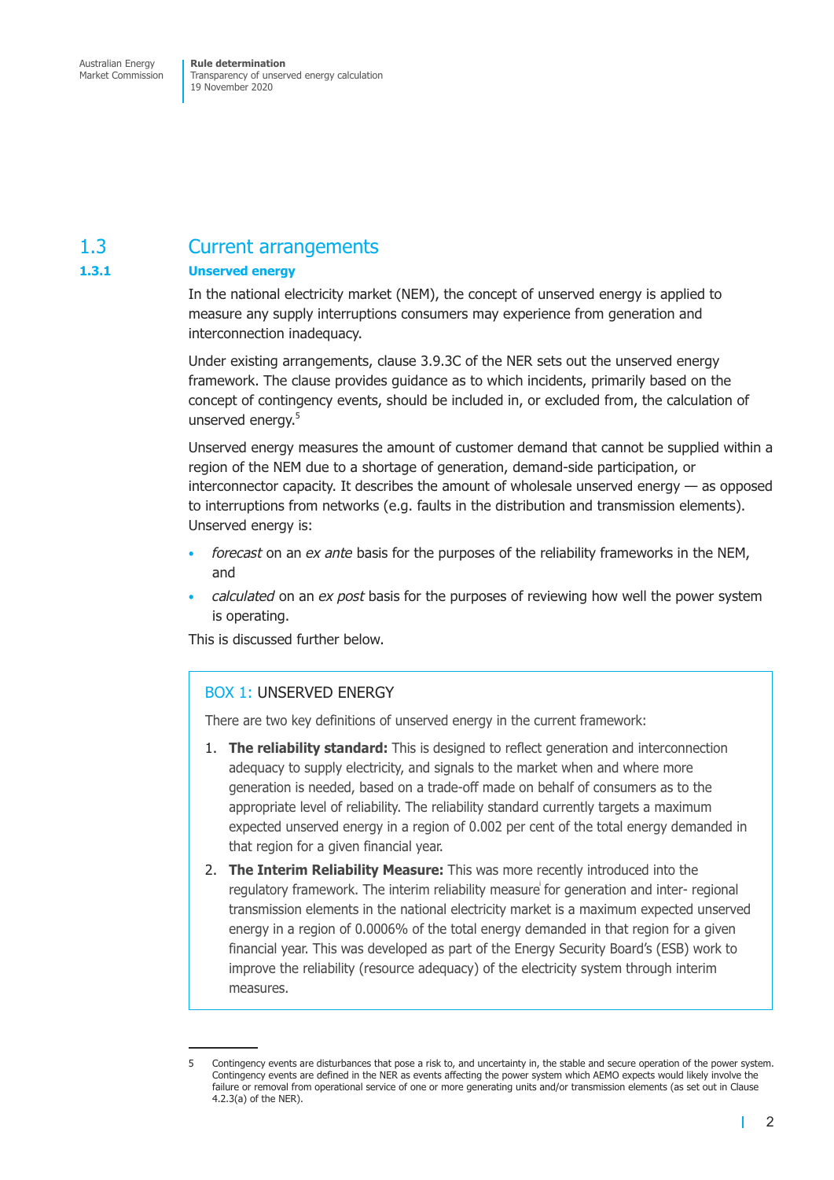## 1.3 Current arrangements

### 1.3.1 Unserved energy

In the national electricity market (NEM), the concept of unserved energy is applied to measure any supply interruptions consumers may experience from generation and interconnection inadequacy.

Under existing arrangements, clause 3.9.3C of the NER sets out the unserved energy framework. The clause provides guidance as to which incidents, primarily based on the concept of contingency events, should be included in, or excluded from, the calculation of unserved energy.[5]

Unserved energy measures the amount of customer demand that cannot be supplied within a region of the NEM due to a shortage of generation, demand-side participation, or interconnector capacity. It describes the amount of wholesale unserved energy — as opposed to interruptions from networks (e.g. faults in the distribution and transmission elements). Unserved energy is:

- *forecast* on an *ex ante* basis for the purposes of the reliability frameworks in the NEM, and
- *calculated* on an *ex post* basis for the purposes of reviewing how well the power system is operating.

This is discussed further below.

> **BOX 1: UNSERVED ENERGY**
>
> There are two key definitions of unserved energy in the current framework:
>
> 1. **The reliability standard:** This is designed to reflect generation and interconnection adequacy to supply electricity, and signals to the market when and where more generation is needed, based on a trade-off made on behalf of consumers as to the appropriate level of reliability. The reliability standard currently targets a maximum expected unserved energy in a region of 0.002 per cent of the total energy demanded in that region for a given financial year.
> 2. **The Interim Reliability Measure:** This was more recently introduced into the regulatory framework. The interim reliability measure for generation and inter- regional transmission elements in the national electricity market is a maximum expected unserved energy in a region of 0.0006% of the total energy demanded in that region for a given financial year. This was developed as part of the Energy Security Board's (ESB) work to improve the reliability (resource adequacy) of the electricity system through interim measures.

5 Contingency events are disturbances that pose a risk to, and uncertainty in, the stable and secure operation of the power system. Contingency events are defined in the NER as events affecting the power system which AEMO expects would likely involve the failure or removal from operational service of one or more generating units and/or transmission elements (as set out in Clause 4.2.3(a) of the NER).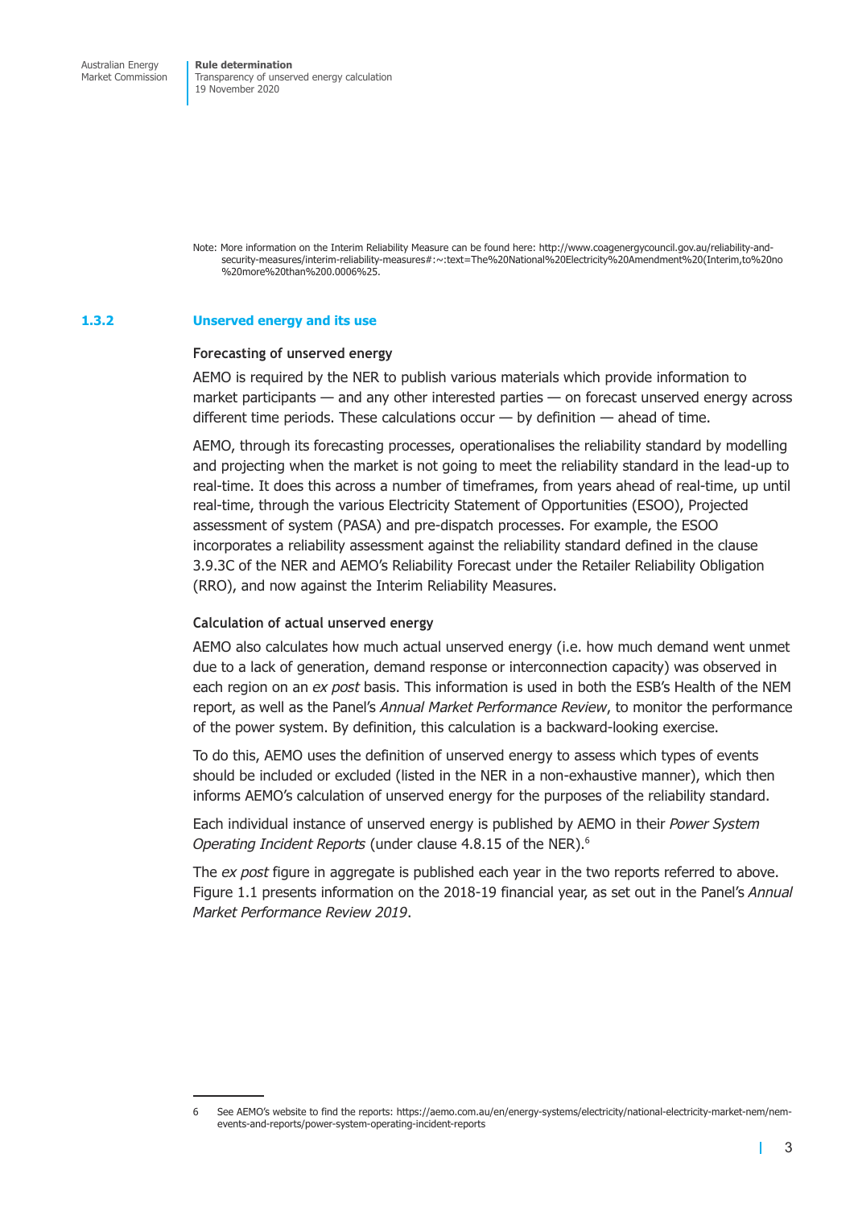Note: More information on the Interim Reliability Measure can be found here: http://www.coagenergycouncil.gov.au/reliability-and-security-measures/interim-reliability-measures#:~:text=The%20National%20Electricity%20Amendment%20(Interim,to%20no%20more%20than%200.0006%25.

### 1.3.2 Unserved energy and its use

#### Forecasting of unserved energy

AEMO is required by the NER to publish various materials which provide information to market participants — and any other interested parties — on forecast unserved energy across different time periods. These calculations occur — by definition — ahead of time.

AEMO, through its forecasting processes, operationalises the reliability standard by modelling and projecting when the market is not going to meet the reliability standard in the lead-up to real-time. It does this across a number of timeframes, from years ahead of real-time, up until real-time, through the various Electricity Statement of Opportunities (ESOO), Projected assessment of system (PASA) and pre-dispatch processes. For example, the ESOO incorporates a reliability assessment against the reliability standard defined in the clause 3.9.3C of the NER and AEMO's Reliability Forecast under the Retailer Reliability Obligation (RRO), and now against the Interim Reliability Measures.

#### Calculation of actual unserved energy

AEMO also calculates how much actual unserved energy (i.e. how much demand went unmet due to a lack of generation, demand response or interconnection capacity) was observed in each region on an *ex post* basis. This information is used in both the ESB's Health of the NEM report, as well as the Panel's *Annual Market Performance Review*, to monitor the performance of the power system. By definition, this calculation is a backward-looking exercise.

To do this, AEMO uses the definition of unserved energy to assess which types of events should be included or excluded (listed in the NER in a non-exhaustive manner), which then informs AEMO's calculation of unserved energy for the purposes of the reliability standard.

Each individual instance of unserved energy is published by AEMO in their *Power System Operating Incident Reports* (under clause 4.8.15 of the NER).[6]

The *ex post* figure in aggregate is published each year in the two reports referred to above. Figure 1.1 presents information on the 2018-19 financial year, as set out in the Panel's *Annual Market Performance Review 2019*.

---

6 See AEMO's website to find the reports: https://aemo.com.au/en/energy-systems/electricity/national-electricity-market-nem/nem-events-and-reports/power-system-operating-incident-reports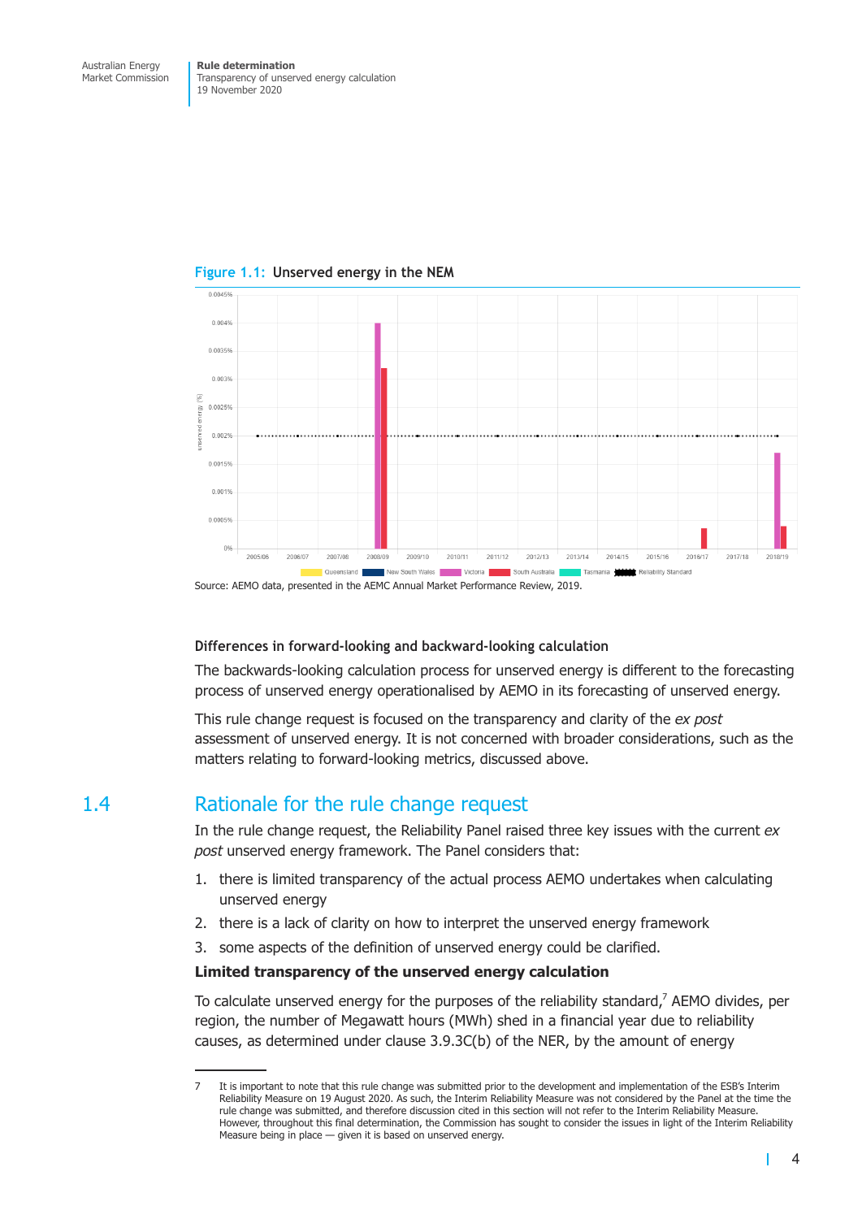Figure 1.1: Unserved energy in the NEM

Source: AEMO data, presented in the AEMC Annual Market Performance Review, 2019.

**Differences in forward-looking and backward-looking calculation**

The backwards-looking calculation process for unserved energy is different to the forecasting process of unserved energy operationalised by AEMO in its forecasting of unserved energy.

This rule change request is focused on the transparency and clarity of the *ex post* assessment of unserved energy. It is not concerned with broader considerations, such as the matters relating to forward-looking metrics, discussed above.

## 1.4 Rationale for the rule change request

In the rule change request, the Reliability Panel raised three key issues with the current *ex post* unserved energy framework. The Panel considers that:

1. there is limited transparency of the actual process AEMO undertakes when calculating unserved energy
2. there is a lack of clarity on how to interpret the unserved energy framework
3. some aspects of the definition of unserved energy could be clarified.

**Limited transparency of the unserved energy calculation**

To calculate unserved energy for the purposes of the reliability standard,[7] AEMO divides, per region, the number of Megawatt hours (MWh) shed in a financial year due to reliability causes, as determined under clause 3.9.3C(b) of the NER, by the amount of energy

7 It is important to note that this rule change was submitted prior to the development and implementation of the ESB's Interim Reliability Measure on 19 August 2020. As such, the Interim Reliability Measure was not considered by the Panel at the time the rule change was submitted, and therefore discussion cited in this section will not refer to the Interim Reliability Measure. However, throughout this final determination, the Commission has sought to consider the issues in light of the Interim Reliability Measure being in place — given it is based on unserved energy.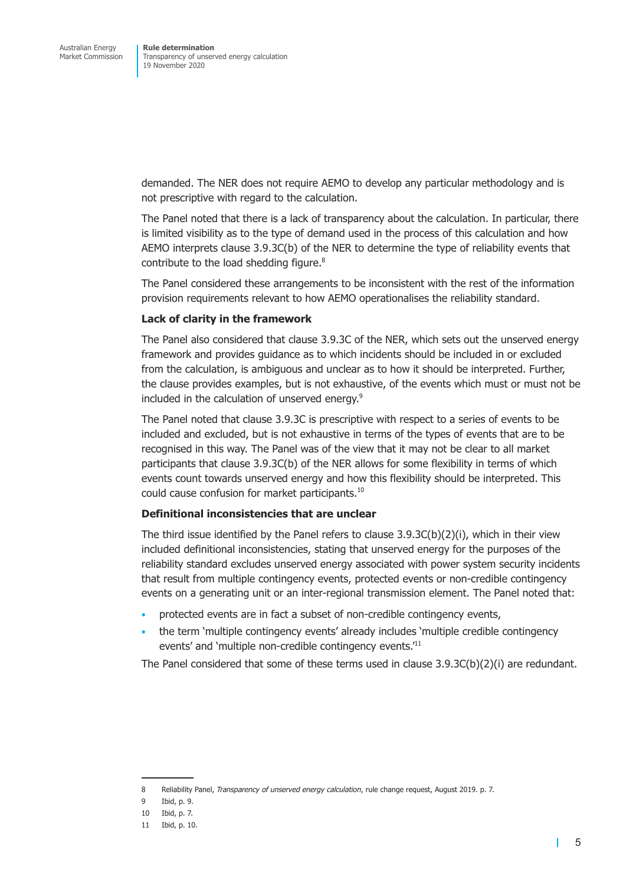demanded. The NER does not require AEMO to develop any particular methodology and is not prescriptive with regard to the calculation.

The Panel noted that there is a lack of transparency about the calculation. In particular, there is limited visibility as to the type of demand used in the process of this calculation and how AEMO interprets clause 3.9.3C(b) of the NER to determine the type of reliability events that contribute to the load shedding figure.[8]

The Panel considered these arrangements to be inconsistent with the rest of the information provision requirements relevant to how AEMO operationalises the reliability standard.

**Lack of clarity in the framework**

The Panel also considered that clause 3.9.3C of the NER, which sets out the unserved energy framework and provides guidance as to which incidents should be included in or excluded from the calculation, is ambiguous and unclear as to how it should be interpreted. Further, the clause provides examples, but is not exhaustive, of the events which must or must not be included in the calculation of unserved energy.[9]

The Panel noted that clause 3.9.3C is prescriptive with respect to a series of events to be included and excluded, but is not exhaustive in terms of the types of events that are to be recognised in this way. The Panel was of the view that it may not be clear to all market participants that clause 3.9.3C(b) of the NER allows for some flexibility in terms of which events count towards unserved energy and how this flexibility should be interpreted. This could cause confusion for market participants.[10]

**Definitional inconsistencies that are unclear**

The third issue identified by the Panel refers to clause 3.9.3C(b)(2)(i), which in their view included definitional inconsistencies, stating that unserved energy for the purposes of the reliability standard excludes unserved energy associated with power system security incidents that result from multiple contingency events, protected events or non-credible contingency events on a generating unit or an inter-regional transmission element. The Panel noted that:

- protected events are in fact a subset of non-credible contingency events,
- the term 'multiple contingency events' already includes 'multiple credible contingency events' and 'multiple non-credible contingency events.'[11]

The Panel considered that some of these terms used in clause 3.9.3C(b)(2)(i) are redundant.

8 Reliability Panel, *Transparency of unserved energy calculation*, rule change request, August 2019. p. 7.

9 Ibid, p. 9.

10 Ibid, p. 7.

11 Ibid, p. 10.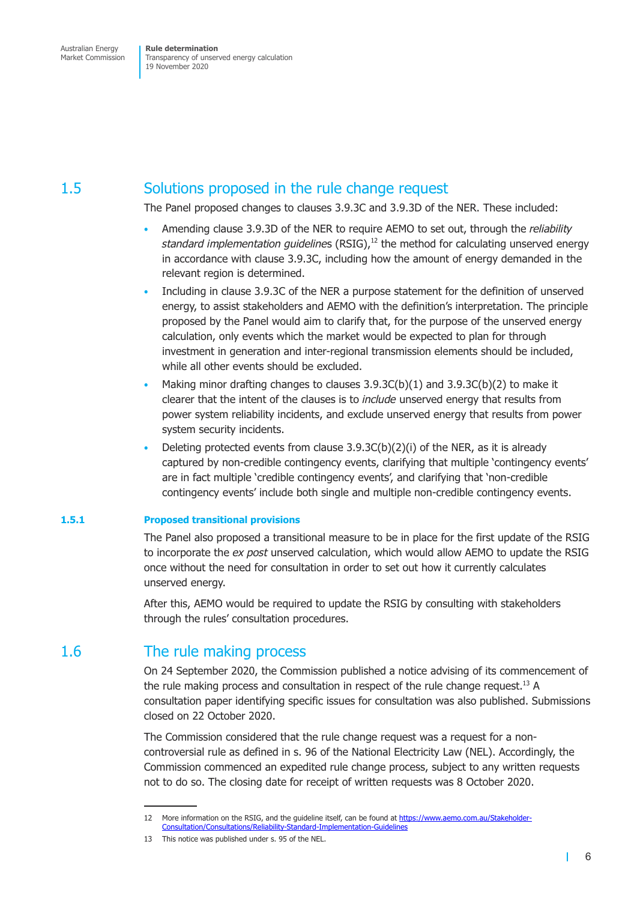## 1.5 Solutions proposed in the rule change request

The Panel proposed changes to clauses 3.9.3C and 3.9.3D of the NER. These included:

- Amending clause 3.9.3D of the NER to require AEMO to set out, through the *reliability standard implementation guideline*s (RSIG),[12] the method for calculating unserved energy in accordance with clause 3.9.3C, including how the amount of energy demanded in the relevant region is determined.
- Including in clause 3.9.3C of the NER a purpose statement for the definition of unserved energy, to assist stakeholders and AEMO with the definition's interpretation. The principle proposed by the Panel would aim to clarify that, for the purpose of the unserved energy calculation, only events which the market would be expected to plan for through investment in generation and inter-regional transmission elements should be included, while all other events should be excluded.
- Making minor drafting changes to clauses 3.9.3C(b)(1) and 3.9.3C(b)(2) to make it clearer that the intent of the clauses is to *include* unserved energy that results from power system reliability incidents, and exclude unserved energy that results from power system security incidents.
- Deleting protected events from clause 3.9.3C(b)(2)(i) of the NER, as it is already captured by non-credible contingency events, clarifying that multiple 'contingency events' are in fact multiple 'credible contingency events', and clarifying that 'non-credible contingency events' include both single and multiple non-credible contingency events.

### 1.5.1 Proposed transitional provisions

The Panel also proposed a transitional measure to be in place for the first update of the RSIG to incorporate the *ex post* unserved calculation, which would allow AEMO to update the RSIG once without the need for consultation in order to set out how it currently calculates unserved energy.

After this, AEMO would be required to update the RSIG by consulting with stakeholders through the rules' consultation procedures.

## 1.6 The rule making process

On 24 September 2020, the Commission published a notice advising of its commencement of the rule making process and consultation in respect of the rule change request.[13] A consultation paper identifying specific issues for consultation was also published. Submissions closed on 22 October 2020.

The Commission considered that the rule change request was a request for a non-controversial rule as defined in s. 96 of the National Electricity Law (NEL). Accordingly, the Commission commenced an expedited rule change process, subject to any written requests not to do so. The closing date for receipt of written requests was 8 October 2020.

---

12 More information on the RSIG, and the guideline itself, can be found at https://www.aemo.com.au/Stakeholder-Consultation/Consultations/Reliability-Standard-Implementation-Guidelines

13 This notice was published under s. 95 of the NEL.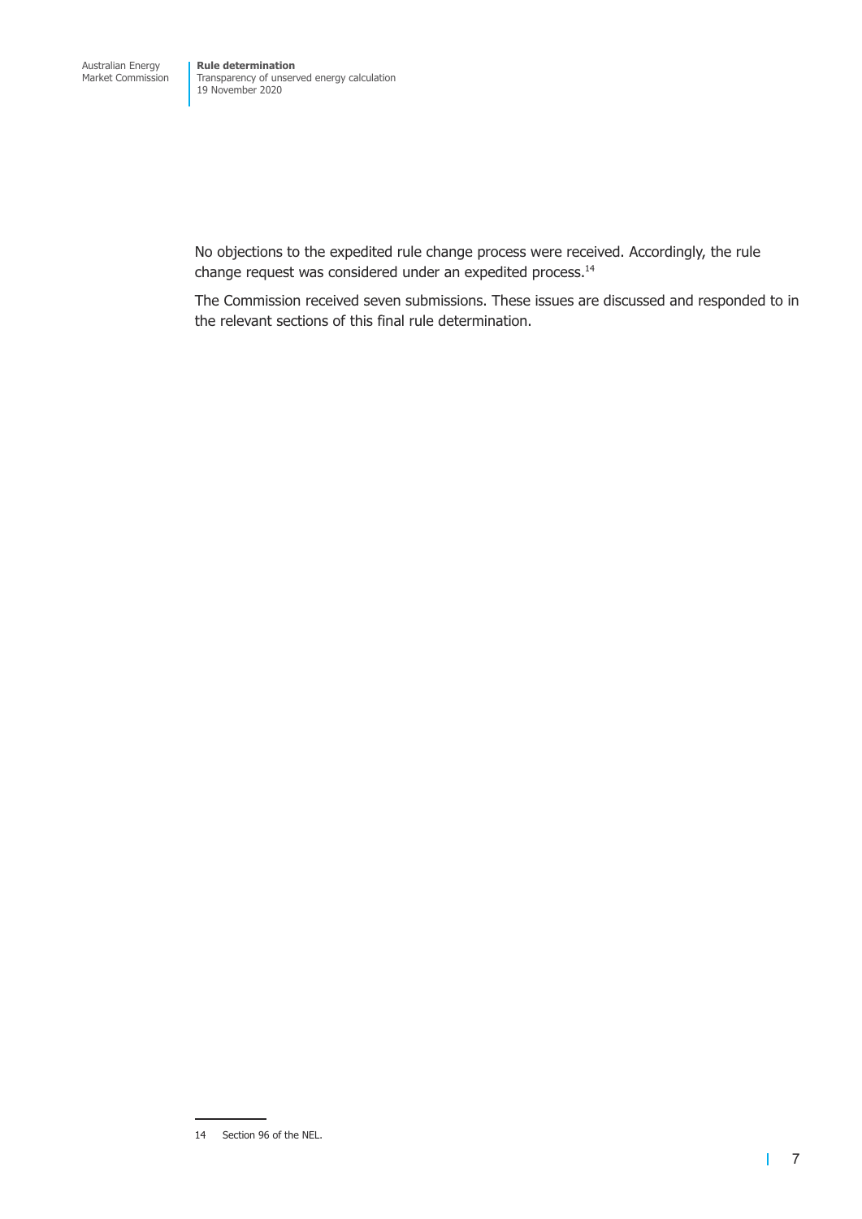No objections to the expedited rule change process were received. Accordingly, the rule change request was considered under an expedited process.[14]

The Commission received seven submissions. These issues are discussed and responded to in the relevant sections of this final rule determination.

---

14 Section 96 of the NEL.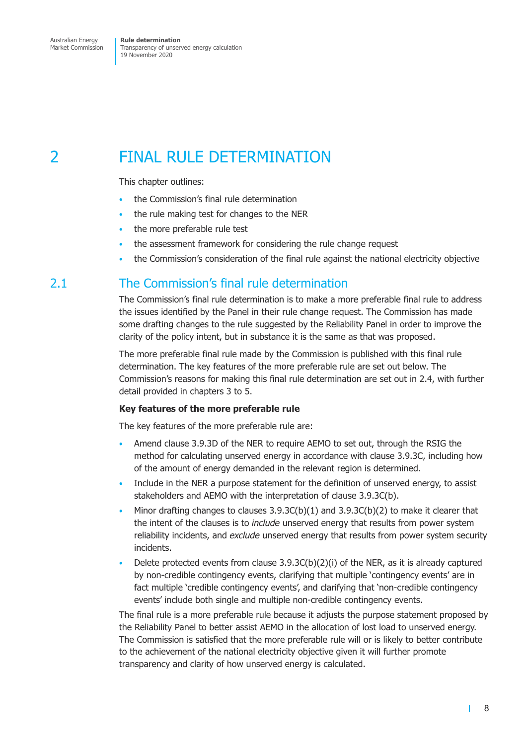# 2 FINAL RULE DETERMINATION

This chapter outlines:

- the Commission's final rule determination
- the rule making test for changes to the NER
- the more preferable rule test
- the assessment framework for considering the rule change request
- the Commission's consideration of the final rule against the national electricity objective

## 2.1 The Commission's final rule determination

The Commission's final rule determination is to make a more preferable final rule to address the issues identified by the Panel in their rule change request. The Commission has made some drafting changes to the rule suggested by the Reliability Panel in order to improve the clarity of the policy intent, but in substance it is the same as that was proposed.

The more preferable final rule made by the Commission is published with this final rule determination. The key features of the more preferable rule are set out below. The Commission's reasons for making this final rule determination are set out in 2.4, with further detail provided in chapters 3 to 5.

**Key features of the more preferable rule**

The key features of the more preferable rule are:

- Amend clause 3.9.3D of the NER to require AEMO to set out, through the RSIG the method for calculating unserved energy in accordance with clause 3.9.3C, including how of the amount of energy demanded in the relevant region is determined.
- Include in the NER a purpose statement for the definition of unserved energy, to assist stakeholders and AEMO with the interpretation of clause 3.9.3C(b).
- Minor drafting changes to clauses 3.9.3C(b)(1) and 3.9.3C(b)(2) to make it clearer that the intent of the clauses is to *include* unserved energy that results from power system reliability incidents, and *exclude* unserved energy that results from power system security incidents.
- Delete protected events from clause 3.9.3C(b)(2)(i) of the NER, as it is already captured by non-credible contingency events, clarifying that multiple 'contingency events' are in fact multiple 'credible contingency events', and clarifying that 'non-credible contingency events' include both single and multiple non-credible contingency events.

The final rule is a more preferable rule because it adjusts the purpose statement proposed by the Reliability Panel to better assist AEMO in the allocation of lost load to unserved energy. The Commission is satisfied that the more preferable rule will or is likely to better contribute to the achievement of the national electricity objective given it will further promote transparency and clarity of how unserved energy is calculated.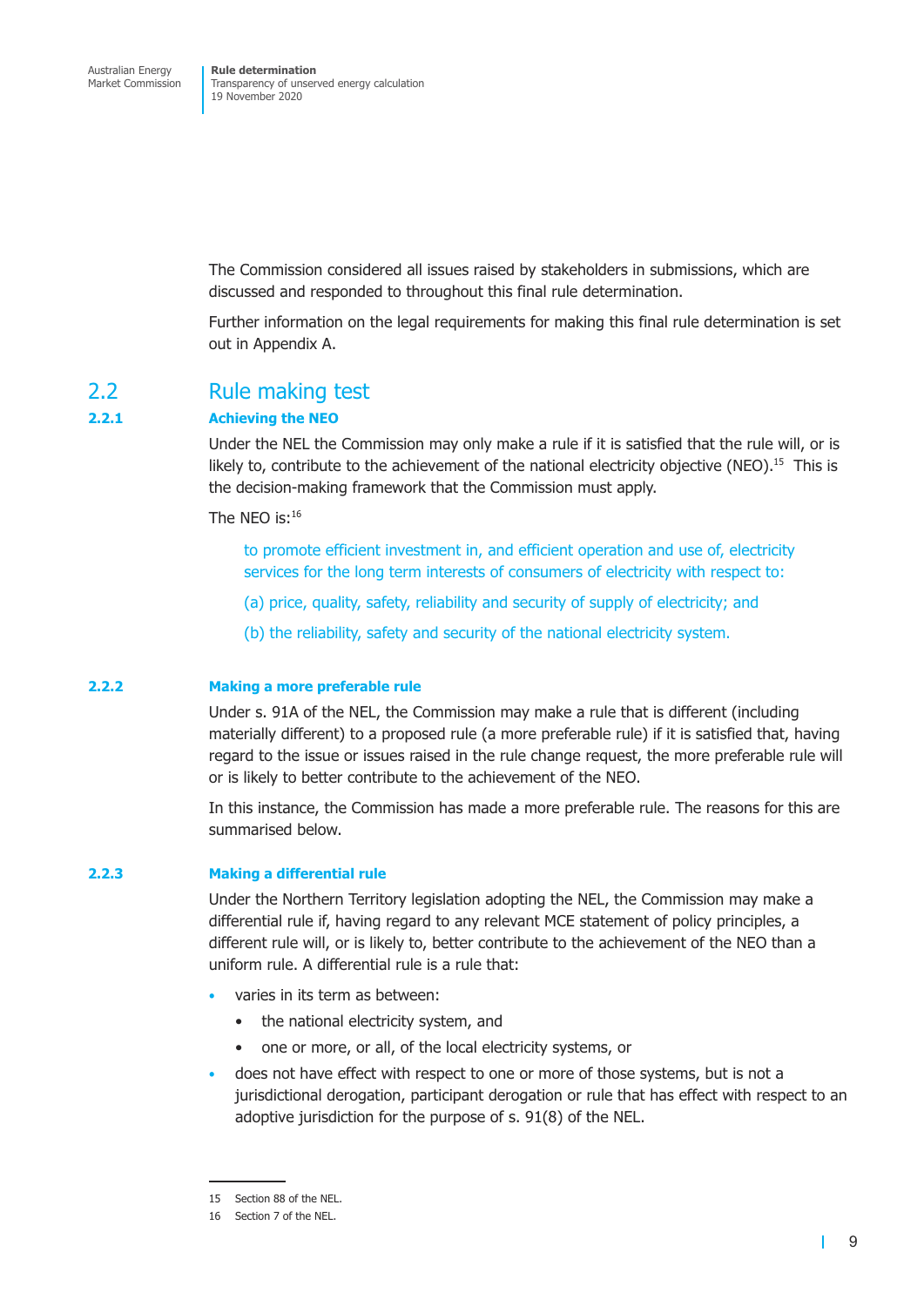The Commission considered all issues raised by stakeholders in submissions, which are discussed and responded to throughout this final rule determination.

Further information on the legal requirements for making this final rule determination is set out in Appendix A.

## 2.2 Rule making test

### 2.2.1 Achieving the NEO

Under the NEL the Commission may only make a rule if it is satisfied that the rule will, or is likely to, contribute to the achievement of the national electricity objective (NEO).[15] This is the decision-making framework that the Commission must apply.

The NEO is:[16]

> to promote efficient investment in, and efficient operation and use of, electricity services for the long term interests of consumers of electricity with respect to:
>
> (a) price, quality, safety, reliability and security of supply of electricity; and
>
> (b) the reliability, safety and security of the national electricity system.

### 2.2.2 Making a more preferable rule

Under s. 91A of the NEL, the Commission may make a rule that is different (including materially different) to a proposed rule (a more preferable rule) if it is satisfied that, having regard to the issue or issues raised in the rule change request, the more preferable rule will or is likely to better contribute to the achievement of the NEO.

In this instance, the Commission has made a more preferable rule. The reasons for this are summarised below.

### 2.2.3 Making a differential rule

Under the Northern Territory legislation adopting the NEL, the Commission may make a differential rule if, having regard to any relevant MCE statement of policy principles, a different rule will, or is likely to, better contribute to the achievement of the NEO than a uniform rule. A differential rule is a rule that:

- varies in its term as between:
  - the national electricity system, and
  - one or more, or all, of the local electricity systems, or
- does not have effect with respect to one or more of those systems, but is not a jurisdictional derogation, participant derogation or rule that has effect with respect to an adoptive jurisdiction for the purpose of s. 91(8) of the NEL.

---

15 Section 88 of the NEL.

16 Section 7 of the NEL.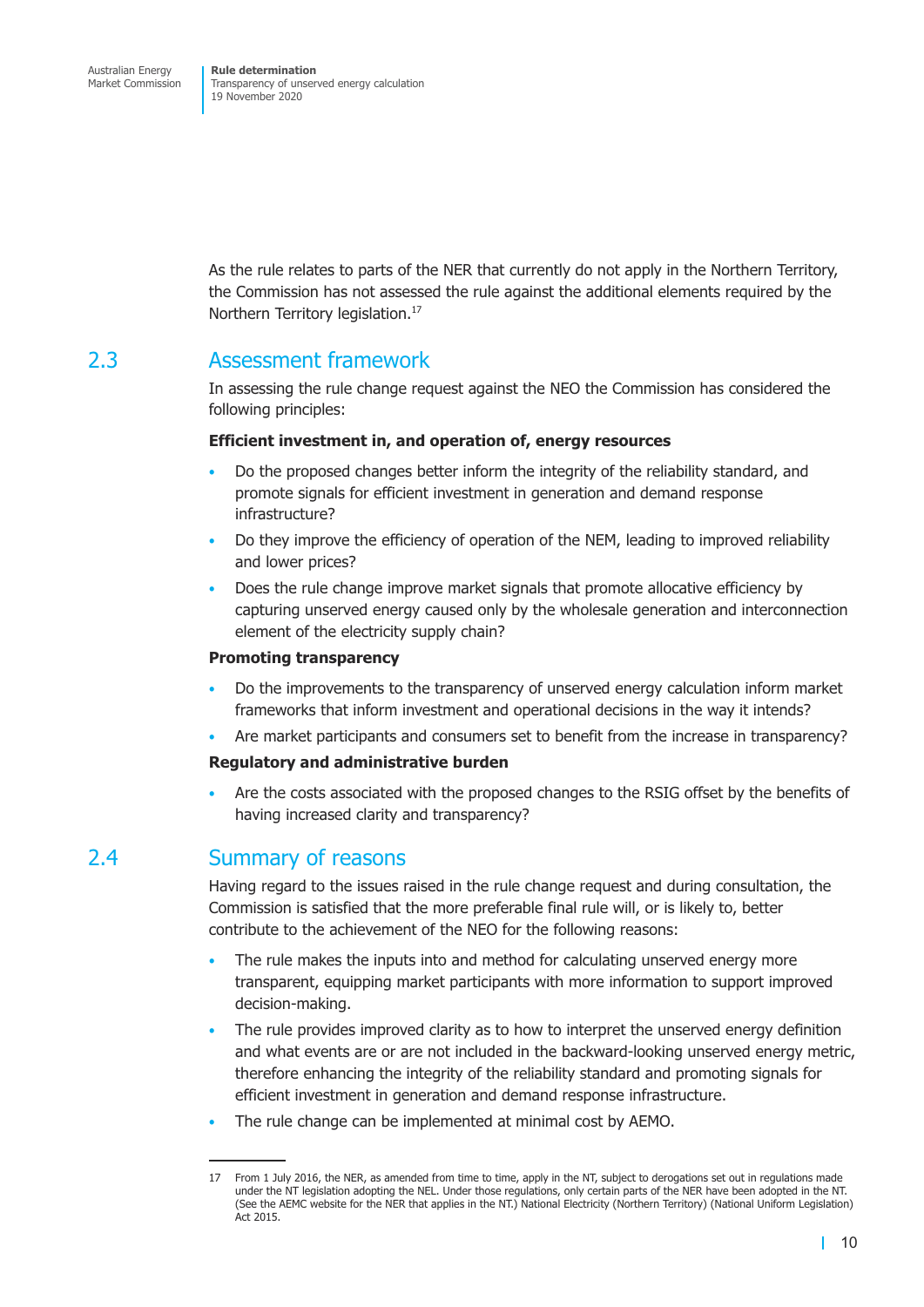As the rule relates to parts of the NER that currently do not apply in the Northern Territory, the Commission has not assessed the rule against the additional elements required by the Northern Territory legislation.[17]

## 2.3 Assessment framework

In assessing the rule change request against the NEO the Commission has considered the following principles:

**Efficient investment in, and operation of, energy resources**

- Do the proposed changes better inform the integrity of the reliability standard, and promote signals for efficient investment in generation and demand response infrastructure?
- Do they improve the efficiency of operation of the NEM, leading to improved reliability and lower prices?
- Does the rule change improve market signals that promote allocative efficiency by capturing unserved energy caused only by the wholesale generation and interconnection element of the electricity supply chain?

**Promoting transparency**

- Do the improvements to the transparency of unserved energy calculation inform market frameworks that inform investment and operational decisions in the way it intends?
- Are market participants and consumers set to benefit from the increase in transparency?

**Regulatory and administrative burden**

- Are the costs associated with the proposed changes to the RSIG offset by the benefits of having increased clarity and transparency?

## 2.4 Summary of reasons

Having regard to the issues raised in the rule change request and during consultation, the Commission is satisfied that the more preferable final rule will, or is likely to, better contribute to the achievement of the NEO for the following reasons:

- The rule makes the inputs into and method for calculating unserved energy more transparent, equipping market participants with more information to support improved decision-making.
- The rule provides improved clarity as to how to interpret the unserved energy definition and what events are or are not included in the backward-looking unserved energy metric, therefore enhancing the integrity of the reliability standard and promoting signals for efficient investment in generation and demand response infrastructure.
- The rule change can be implemented at minimal cost by AEMO.

---

17 From 1 July 2016, the NER, as amended from time to time, apply in the NT, subject to derogations set out in regulations made under the NT legislation adopting the NEL. Under those regulations, only certain parts of the NER have been adopted in the NT. (See the AEMC website for the NER that applies in the NT.) National Electricity (Northern Territory) (National Uniform Legislation) Act 2015.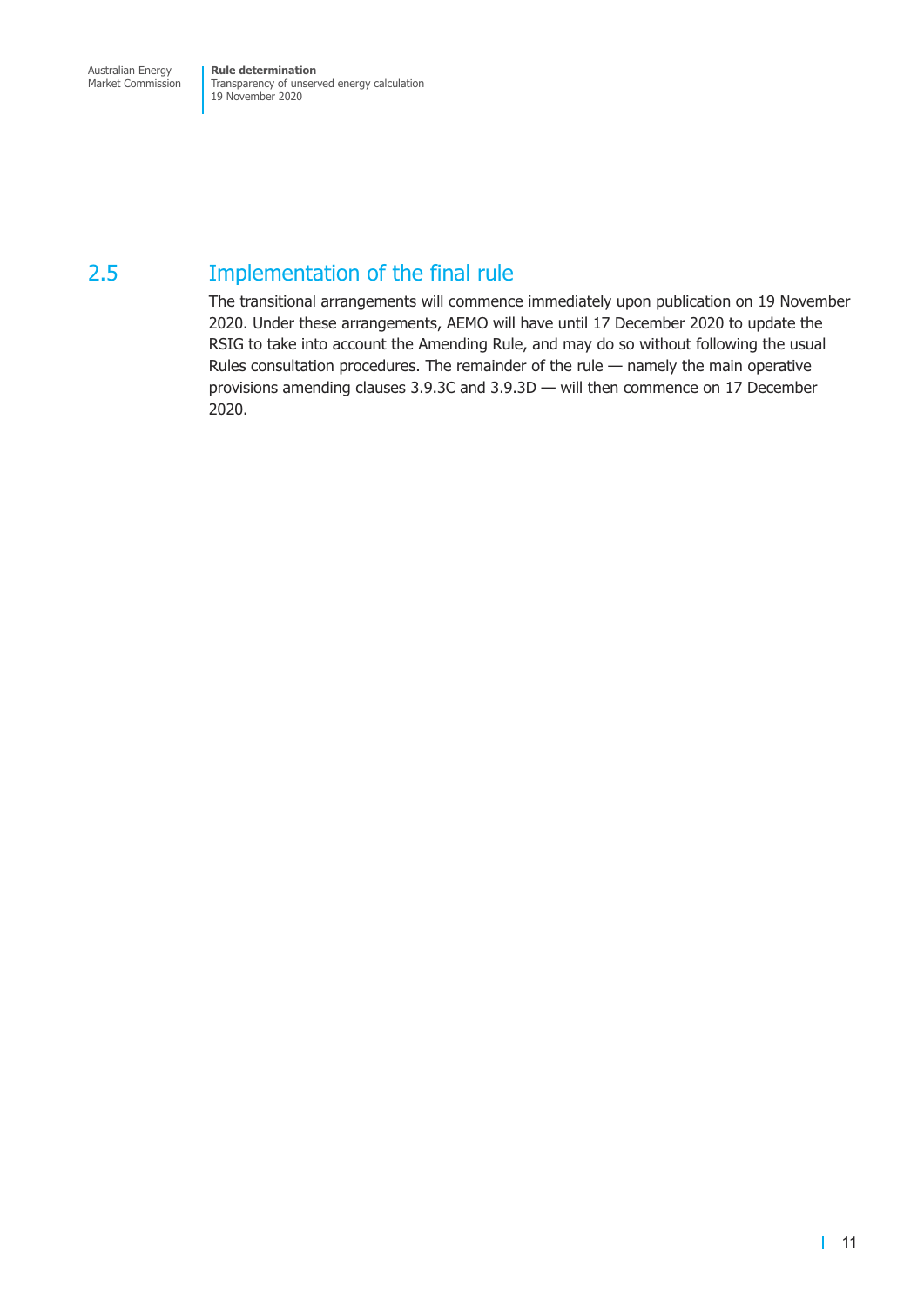## 2.5 Implementation of the final rule

The transitional arrangements will commence immediately upon publication on 19 November 2020. Under these arrangements, AEMO will have until 17 December 2020 to update the RSIG to take into account the Amending Rule, and may do so without following the usual Rules consultation procedures. The remainder of the rule — namely the main operative provisions amending clauses 3.9.3C and 3.9.3D — will then commence on 17 December 2020.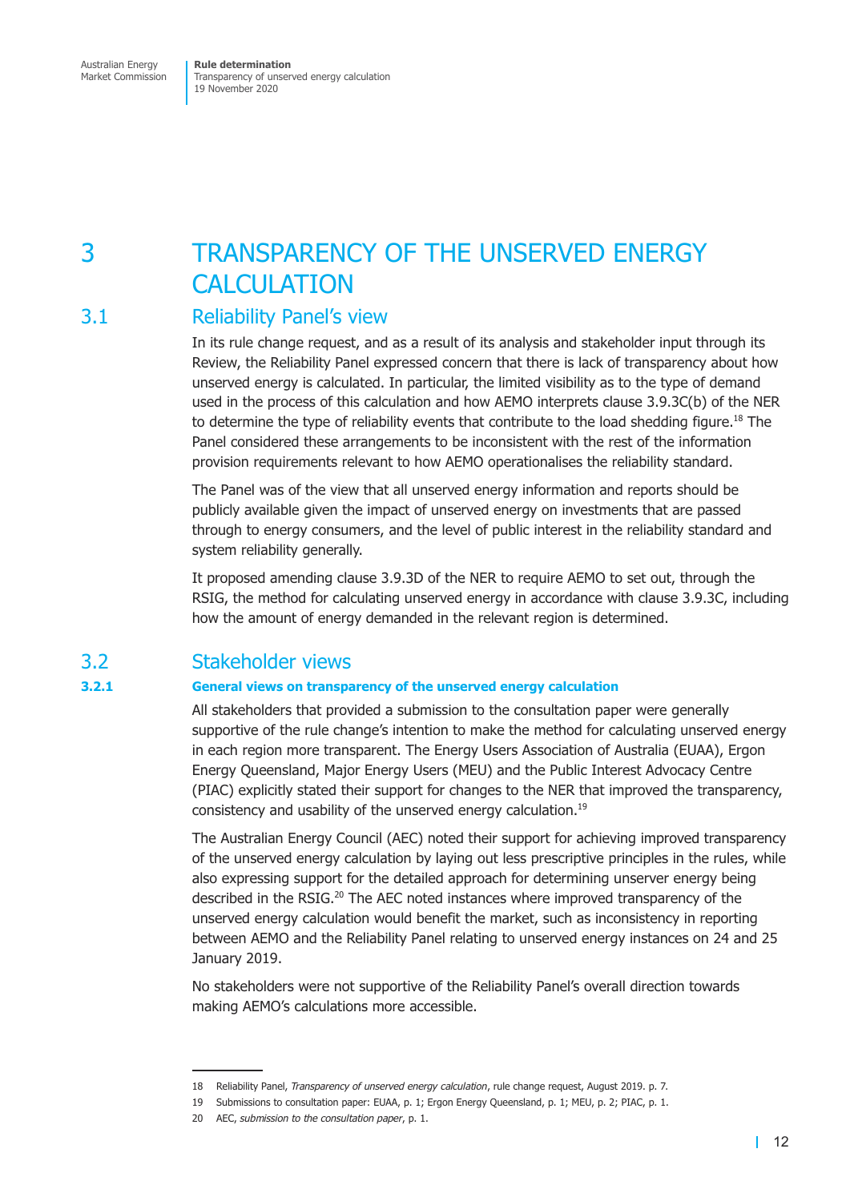# 3 TRANSPARENCY OF THE UNSERVED ENERGY CALCULATION

## 3.1 Reliability Panel's view

In its rule change request, and as a result of its analysis and stakeholder input through its Review, the Reliability Panel expressed concern that there is lack of transparency about how unserved energy is calculated. In particular, the limited visibility as to the type of demand used in the process of this calculation and how AEMO interprets clause 3.9.3C(b) of the NER to determine the type of reliability events that contribute to the load shedding figure.[18] The Panel considered these arrangements to be inconsistent with the rest of the information provision requirements relevant to how AEMO operationalises the reliability standard.

The Panel was of the view that all unserved energy information and reports should be publicly available given the impact of unserved energy on investments that are passed through to energy consumers, and the level of public interest in the reliability standard and system reliability generally.

It proposed amending clause 3.9.3D of the NER to require AEMO to set out, through the RSIG, the method for calculating unserved energy in accordance with clause 3.9.3C, including how the amount of energy demanded in the relevant region is determined.

## 3.2 Stakeholder views

### 3.2.1 General views on transparency of the unserved energy calculation

All stakeholders that provided a submission to the consultation paper were generally supportive of the rule change's intention to make the method for calculating unserved energy in each region more transparent. The Energy Users Association of Australia (EUAA), Ergon Energy Queensland, Major Energy Users (MEU) and the Public Interest Advocacy Centre (PIAC) explicitly stated their support for changes to the NER that improved the transparency, consistency and usability of the unserved energy calculation.[19]

The Australian Energy Council (AEC) noted their support for achieving improved transparency of the unserved energy calculation by laying out less prescriptive principles in the rules, while also expressing support for the detailed approach for determining unserver energy being described in the RSIG.[20] The AEC noted instances where improved transparency of the unserved energy calculation would benefit the market, such as inconsistency in reporting between AEMO and the Reliability Panel relating to unserved energy instances on 24 and 25 January 2019.

No stakeholders were not supportive of the Reliability Panel's overall direction towards making AEMO's calculations more accessible.

---

18 Reliability Panel, *Transparency of unserved energy calculation*, rule change request, August 2019. p. 7.

19 Submissions to consultation paper: EUAA, p. 1; Ergon Energy Queensland, p. 1; MEU, p. 2; PIAC, p. 1.

20 AEC, *submission to the consultation paper*, p. 1.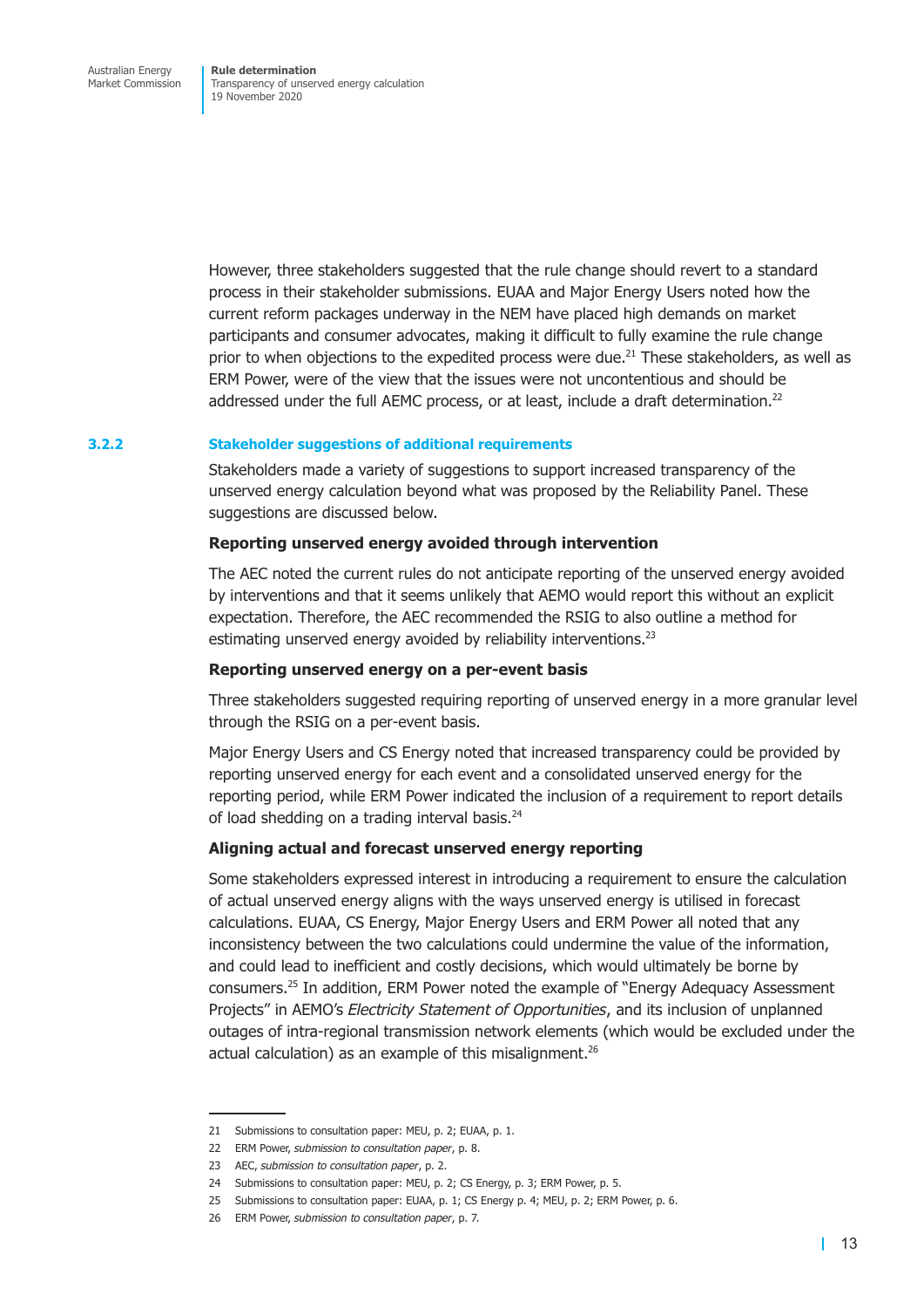However, three stakeholders suggested that the rule change should revert to a standard process in their stakeholder submissions. EUAA and Major Energy Users noted how the current reform packages underway in the NEM have placed high demands on market participants and consumer advocates, making it difficult to fully examine the rule change prior to when objections to the expedited process were due.[21] These stakeholders, as well as ERM Power, were of the view that the issues were not uncontentious and should be addressed under the full AEMC process, or at least, include a draft determination.[22]

### 3.2.2 Stakeholder suggestions of additional requirements

Stakeholders made a variety of suggestions to support increased transparency of the unserved energy calculation beyond what was proposed by the Reliability Panel. These suggestions are discussed below.

**Reporting unserved energy avoided through intervention**

The AEC noted the current rules do not anticipate reporting of the unserved energy avoided by interventions and that it seems unlikely that AEMO would report this without an explicit expectation. Therefore, the AEC recommended the RSIG to also outline a method for estimating unserved energy avoided by reliability interventions.[23]

**Reporting unserved energy on a per-event basis**

Three stakeholders suggested requiring reporting of unserved energy in a more granular level through the RSIG on a per-event basis.

Major Energy Users and CS Energy noted that increased transparency could be provided by reporting unserved energy for each event and a consolidated unserved energy for the reporting period, while ERM Power indicated the inclusion of a requirement to report details of load shedding on a trading interval basis.[24]

**Aligning actual and forecast unserved energy reporting**

Some stakeholders expressed interest in introducing a requirement to ensure the calculation of actual unserved energy aligns with the ways unserved energy is utilised in forecast calculations. EUAA, CS Energy, Major Energy Users and ERM Power all noted that any inconsistency between the two calculations could undermine the value of the information, and could lead to inefficient and costly decisions, which would ultimately be borne by consumers.[25] In addition, ERM Power noted the example of "Energy Adequacy Assessment Projects" in AEMO's *Electricity Statement of Opportunities*, and its inclusion of unplanned outages of intra-regional transmission network elements (which would be excluded under the actual calculation) as an example of this misalignment.[26]

---

21 Submissions to consultation paper: MEU, p. 2; EUAA, p. 1.

22 ERM Power, *submission to consultation paper*, p. 8.

23 AEC, *submission to consultation paper*, p. 2.

24 Submissions to consultation paper: MEU, p. 2; CS Energy, p. 3; ERM Power, p. 5.

25 Submissions to consultation paper: EUAA, p. 1; CS Energy p. 4; MEU, p. 2; ERM Power, p. 6.

26 ERM Power, *submission to consultation paper*, p. 7.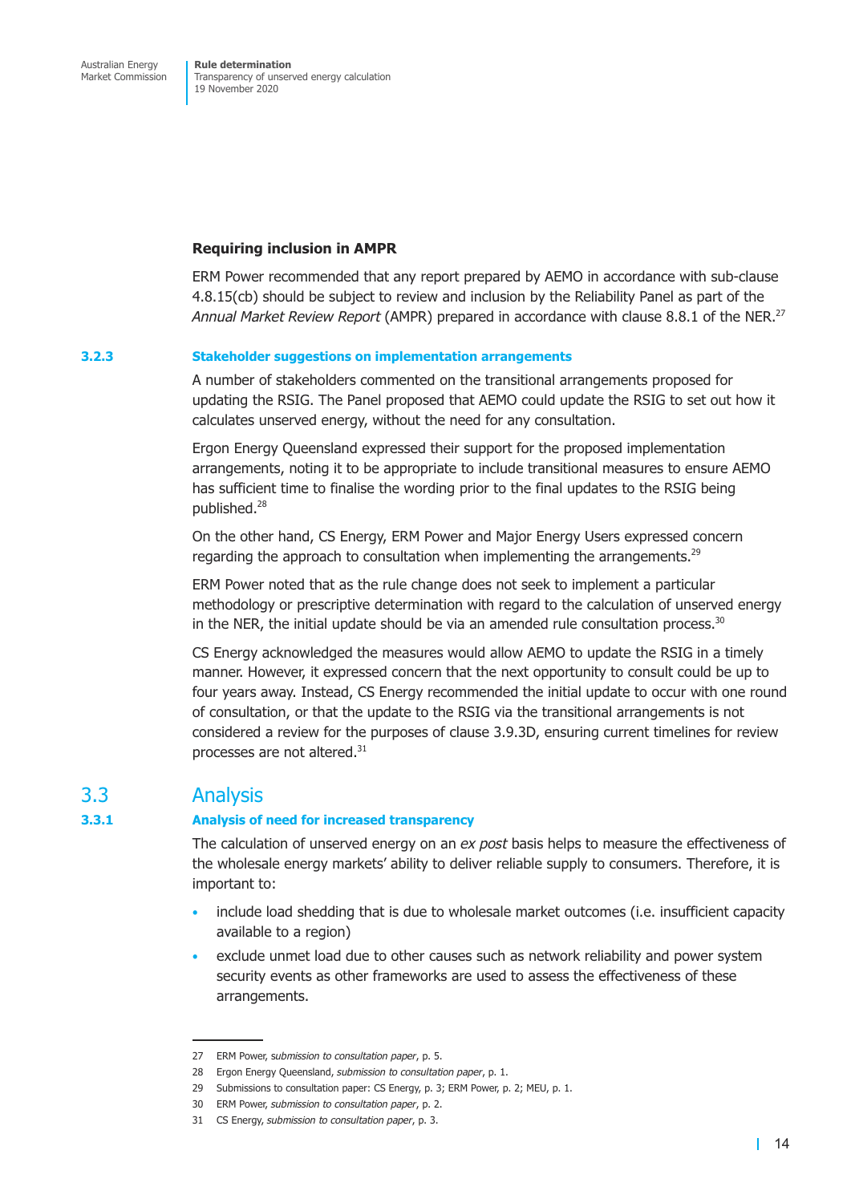### Requiring inclusion in AMPR

ERM Power recommended that any report prepared by AEMO in accordance with sub-clause 4.8.15(cb) should be subject to review and inclusion by the Reliability Panel as part of the *Annual Market Review Report* (AMPR) prepared in accordance with clause 8.8.1 of the NER.[27]

### 3.2.3 Stakeholder suggestions on implementation arrangements

A number of stakeholders commented on the transitional arrangements proposed for updating the RSIG. The Panel proposed that AEMO could update the RSIG to set out how it calculates unserved energy, without the need for any consultation.

Ergon Energy Queensland expressed their support for the proposed implementation arrangements, noting it to be appropriate to include transitional measures to ensure AEMO has sufficient time to finalise the wording prior to the final updates to the RSIG being published.[28]

On the other hand, CS Energy, ERM Power and Major Energy Users expressed concern regarding the approach to consultation when implementing the arrangements.[29]

ERM Power noted that as the rule change does not seek to implement a particular methodology or prescriptive determination with regard to the calculation of unserved energy in the NER, the initial update should be via an amended rule consultation process.[30]

CS Energy acknowledged the measures would allow AEMO to update the RSIG in a timely manner. However, it expressed concern that the next opportunity to consult could be up to four years away. Instead, CS Energy recommended the initial update to occur with one round of consultation, or that the update to the RSIG via the transitional arrangements is not considered a review for the purposes of clause 3.9.3D, ensuring current timelines for review processes are not altered.[31]

## 3.3 Analysis

### 3.3.1 Analysis of need for increased transparency

The calculation of unserved energy on an *ex post* basis helps to measure the effectiveness of the wholesale energy markets' ability to deliver reliable supply to consumers. Therefore, it is important to:

- include load shedding that is due to wholesale market outcomes (i.e. insufficient capacity available to a region)
- exclude unmet load due to other causes such as network reliability and power system security events as other frameworks are used to assess the effectiveness of these arrangements.

---

27 ERM Power, *submission to consultation paper*, p. 5.

28 Ergon Energy Queensland, *submission to consultation paper*, p. 1.

29 Submissions to consultation paper: CS Energy, p. 3; ERM Power, p. 2; MEU, p. 1.

30 ERM Power, *submission to consultation paper*, p. 2.

31 CS Energy, *submission to consultation paper*, p. 3.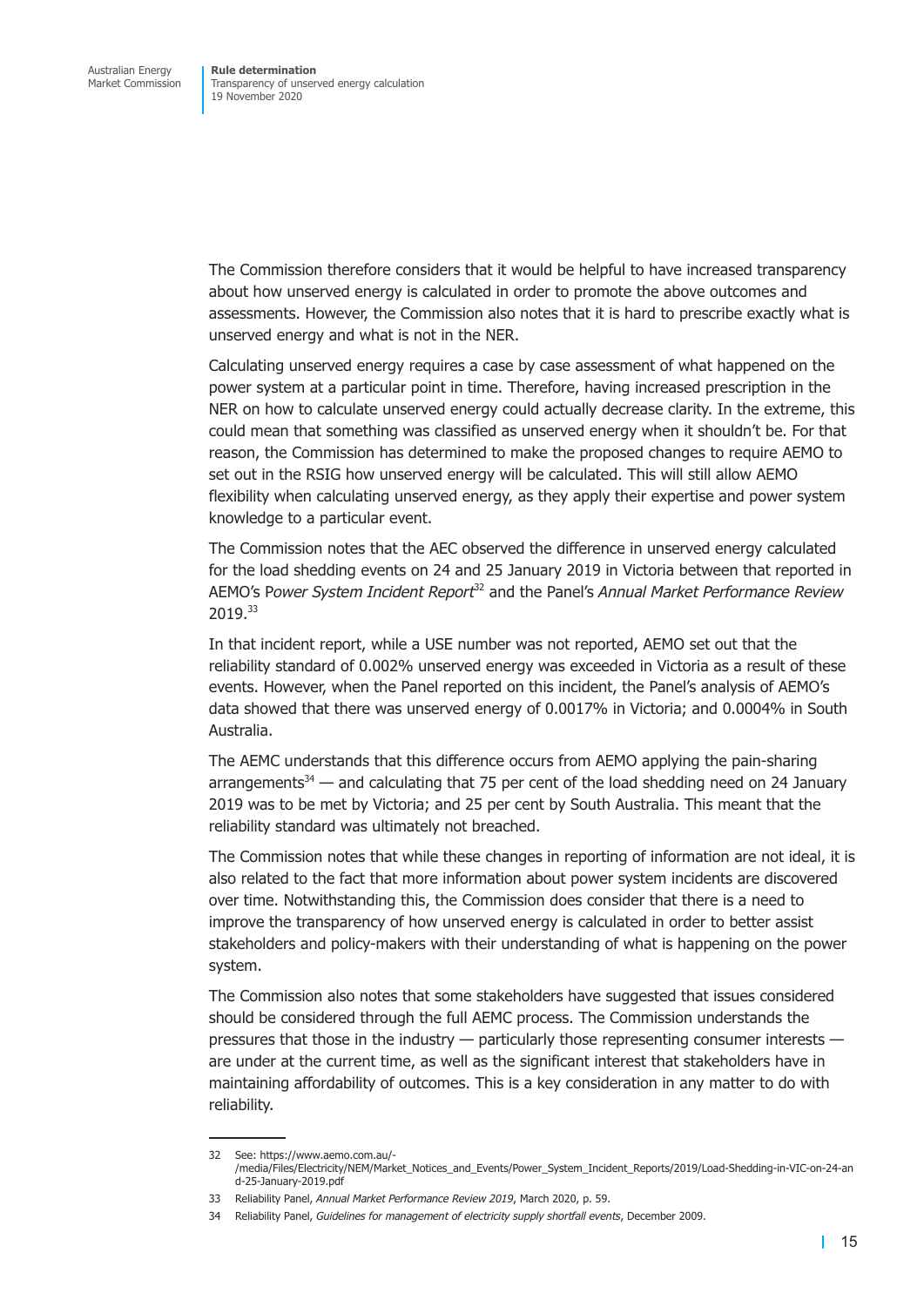The Commission therefore considers that it would be helpful to have increased transparency about how unserved energy is calculated in order to promote the above outcomes and assessments. However, the Commission also notes that it is hard to prescribe exactly what is unserved energy and what is not in the NER.

Calculating unserved energy requires a case by case assessment of what happened on the power system at a particular point in time. Therefore, having increased prescription in the NER on how to calculate unserved energy could actually decrease clarity. In the extreme, this could mean that something was classified as unserved energy when it shouldn't be. For that reason, the Commission has determined to make the proposed changes to require AEMO to set out in the RSIG how unserved energy will be calculated. This will still allow AEMO flexibility when calculating unserved energy, as they apply their expertise and power system knowledge to a particular event.

The Commission notes that the AEC observed the difference in unserved energy calculated for the load shedding events on 24 and 25 January 2019 in Victoria between that reported in AEMO's P*ower System Incident Report*[32] and the Panel's *Annual Market Performance Review* 2019.[33]

In that incident report, while a USE number was not reported, AEMO set out that the reliability standard of 0.002% unserved energy was exceeded in Victoria as a result of these events. However, when the Panel reported on this incident, the Panel's analysis of AEMO's data showed that there was unserved energy of 0.0017% in Victoria; and 0.0004% in South Australia.

The AEMC understands that this difference occurs from AEMO applying the pain-sharing arrangements[34] — and calculating that 75 per cent of the load shedding need on 24 January 2019 was to be met by Victoria; and 25 per cent by South Australia. This meant that the reliability standard was ultimately not breached.

The Commission notes that while these changes in reporting of information are not ideal, it is also related to the fact that more information about power system incidents are discovered over time. Notwithstanding this, the Commission does consider that there is a need to improve the transparency of how unserved energy is calculated in order to better assist stakeholders and policy-makers with their understanding of what is happening on the power system.

The Commission also notes that some stakeholders have suggested that issues considered should be considered through the full AEMC process. The Commission understands the pressures that those in the industry — particularly those representing consumer interests — are under at the current time, as well as the significant interest that stakeholders have in maintaining affordability of outcomes. This is a key consideration in any matter to do with reliability.

---

32 See: https://www.aemo.com.au/-/media/Files/Electricity/NEM/Market_Notices_and_Events/Power_System_Incident_Reports/2019/Load-Shedding-in-VIC-on-24-and-25-January-2019.pdf

33 Reliability Panel, *Annual Market Performance Review 2019*, March 2020, p. 59.

34 Reliability Panel, *Guidelines for management of electricity supply shortfall events*, December 2009.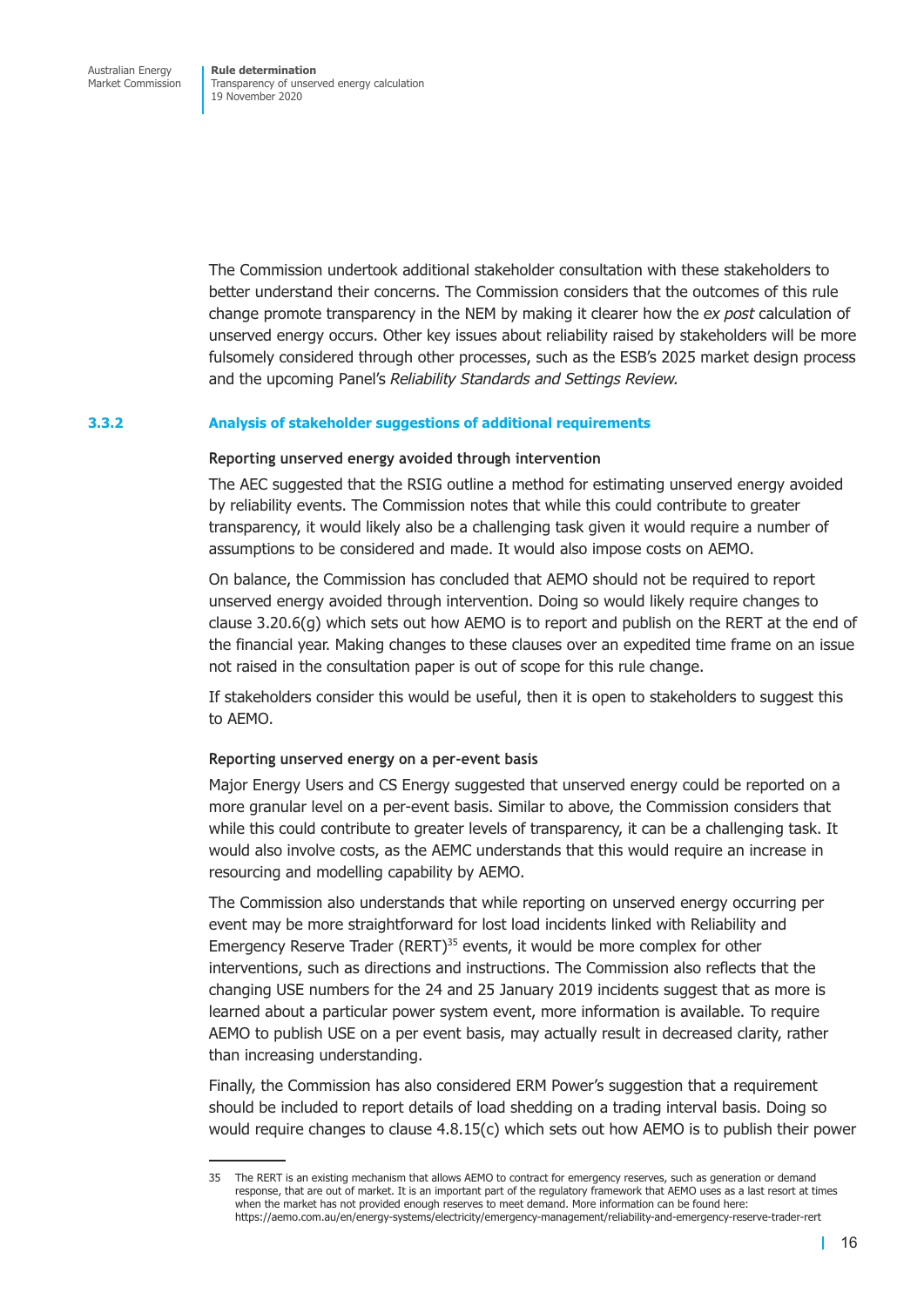The Commission undertook additional stakeholder consultation with these stakeholders to better understand their concerns. The Commission considers that the outcomes of this rule change promote transparency in the NEM by making it clearer how the *ex post* calculation of unserved energy occurs. Other key issues about reliability raised by stakeholders will be more fulsomely considered through other processes, such as the ESB's 2025 market design process and the upcoming Panel's *Reliability Standards and Settings Review.*

### 3.3.2 Analysis of stakeholder suggestions of additional requirements

#### Reporting unserved energy avoided through intervention

The AEC suggested that the RSIG outline a method for estimating unserved energy avoided by reliability events. The Commission notes that while this could contribute to greater transparency, it would likely also be a challenging task given it would require a number of assumptions to be considered and made. It would also impose costs on AEMO.

On balance, the Commission has concluded that AEMO should not be required to report unserved energy avoided through intervention. Doing so would likely require changes to clause 3.20.6(g) which sets out how AEMO is to report and publish on the RERT at the end of the financial year. Making changes to these clauses over an expedited time frame on an issue not raised in the consultation paper is out of scope for this rule change.

If stakeholders consider this would be useful, then it is open to stakeholders to suggest this to AEMO.

#### Reporting unserved energy on a per-event basis

Major Energy Users and CS Energy suggested that unserved energy could be reported on a more granular level on a per-event basis. Similar to above, the Commission considers that while this could contribute to greater levels of transparency, it can be a challenging task. It would also involve costs, as the AEMC understands that this would require an increase in resourcing and modelling capability by AEMO.

The Commission also understands that while reporting on unserved energy occurring per event may be more straightforward for lost load incidents linked with Reliability and Emergency Reserve Trader (RERT)[35] events, it would be more complex for other interventions, such as directions and instructions. The Commission also reflects that the changing USE numbers for the 24 and 25 January 2019 incidents suggest that as more is learned about a particular power system event, more information is available. To require AEMO to publish USE on a per event basis, may actually result in decreased clarity, rather than increasing understanding.

Finally, the Commission has also considered ERM Power's suggestion that a requirement should be included to report details of load shedding on a trading interval basis. Doing so would require changes to clause 4.8.15(c) which sets out how AEMO is to publish their power

---

35 The RERT is an existing mechanism that allows AEMO to contract for emergency reserves, such as generation or demand response, that are out of market. It is an important part of the regulatory framework that AEMO uses as a last resort at times when the market has not provided enough reserves to meet demand. More information can be found here: https://aemo.com.au/en/energy-systems/electricity/emergency-management/reliability-and-emergency-reserve-trader-rert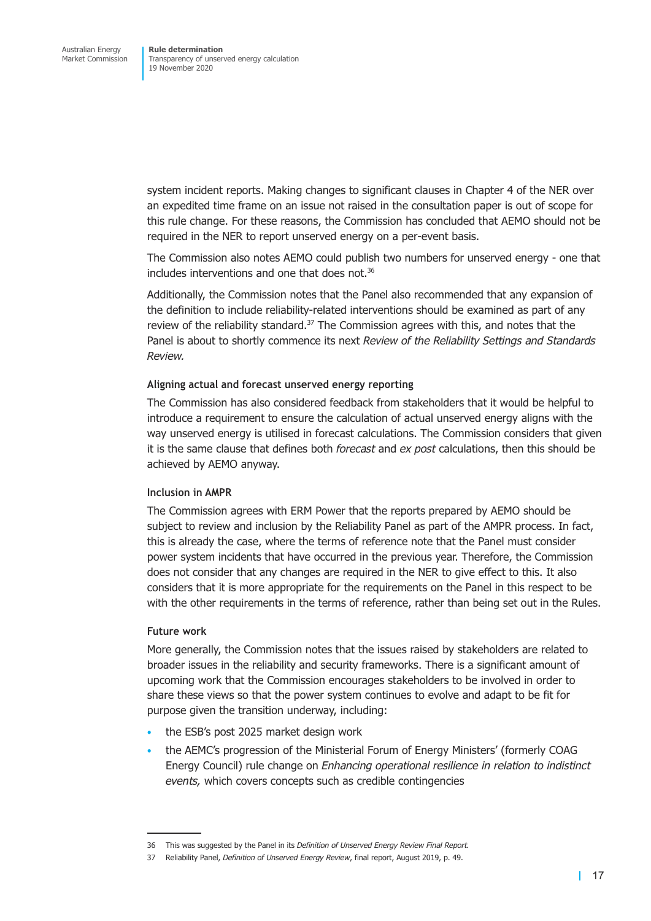system incident reports. Making changes to significant clauses in Chapter 4 of the NER over an expedited time frame on an issue not raised in the consultation paper is out of scope for this rule change. For these reasons, the Commission has concluded that AEMO should not be required in the NER to report unserved energy on a per-event basis.

The Commission also notes AEMO could publish two numbers for unserved energy - one that includes interventions and one that does not.[36]

Additionally, the Commission notes that the Panel also recommended that any expansion of the definition to include reliability-related interventions should be examined as part of any review of the reliability standard.[37] The Commission agrees with this, and notes that the Panel is about to shortly commence its next *Review of the Reliability Settings and Standards Review.*

#### Aligning actual and forecast unserved energy reporting

The Commission has also considered feedback from stakeholders that it would be helpful to introduce a requirement to ensure the calculation of actual unserved energy aligns with the way unserved energy is utilised in forecast calculations. The Commission considers that given it is the same clause that defines both *forecast* and *ex post* calculations, then this should be achieved by AEMO anyway.

#### Inclusion in AMPR

The Commission agrees with ERM Power that the reports prepared by AEMO should be subject to review and inclusion by the Reliability Panel as part of the AMPR process. In fact, this is already the case, where the terms of reference note that the Panel must consider power system incidents that have occurred in the previous year. Therefore, the Commission does not consider that any changes are required in the NER to give effect to this. It also considers that it is more appropriate for the requirements on the Panel in this respect to be with the other requirements in the terms of reference, rather than being set out in the Rules.

#### Future work

More generally, the Commission notes that the issues raised by stakeholders are related to broader issues in the reliability and security frameworks. There is a significant amount of upcoming work that the Commission encourages stakeholders to be involved in order to share these views so that the power system continues to evolve and adapt to be fit for purpose given the transition underway, including:

- the ESB's post 2025 market design work
- the AEMC's progression of the Ministerial Forum of Energy Ministers' (formerly COAG Energy Council) rule change on *Enhancing operational resilience in relation to indistinct events,* which covers concepts such as credible contingencies

36 This was suggested by the Panel in its *Definition of Unserved Energy Review Final Report.*

37 Reliability Panel, *Definition of Unserved Energy Review*, final report, August 2019, p. 49.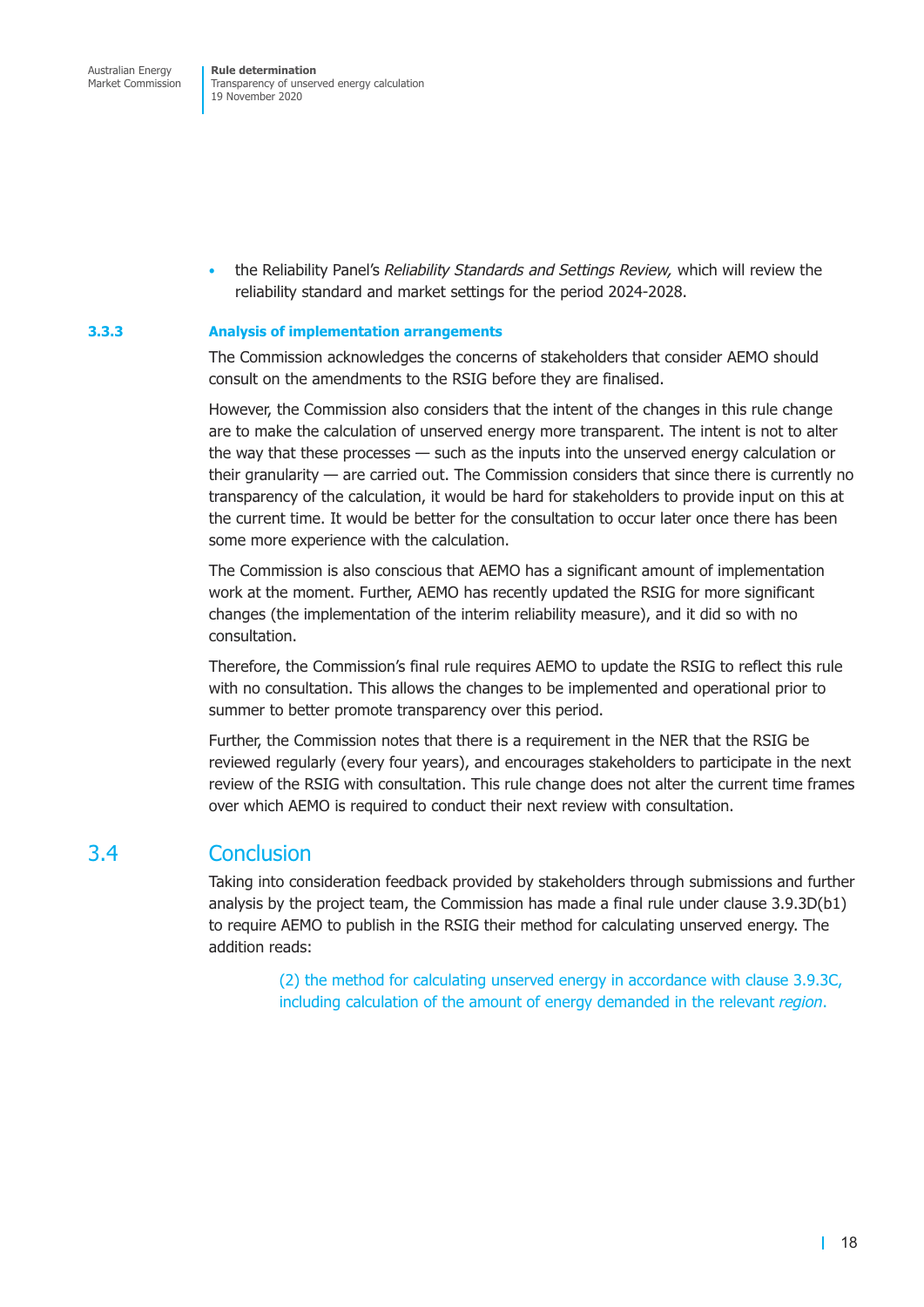- the Reliability Panel's *Reliability Standards and Settings Review,* which will review the reliability standard and market settings for the period 2024-2028.

### 3.3.3 Analysis of implementation arrangements

The Commission acknowledges the concerns of stakeholders that consider AEMO should consult on the amendments to the RSIG before they are finalised.

However, the Commission also considers that the intent of the changes in this rule change are to make the calculation of unserved energy more transparent. The intent is not to alter the way that these processes — such as the inputs into the unserved energy calculation or their granularity — are carried out. The Commission considers that since there is currently no transparency of the calculation, it would be hard for stakeholders to provide input on this at the current time. It would be better for the consultation to occur later once there has been some more experience with the calculation.

The Commission is also conscious that AEMO has a significant amount of implementation work at the moment. Further, AEMO has recently updated the RSIG for more significant changes (the implementation of the interim reliability measure), and it did so with no consultation.

Therefore, the Commission's final rule requires AEMO to update the RSIG to reflect this rule with no consultation. This allows the changes to be implemented and operational prior to summer to better promote transparency over this period.

Further, the Commission notes that there is a requirement in the NER that the RSIG be reviewed regularly (every four years), and encourages stakeholders to participate in the next review of the RSIG with consultation. This rule change does not alter the current time frames over which AEMO is required to conduct their next review with consultation.

## 3.4 Conclusion

Taking into consideration feedback provided by stakeholders through submissions and further analysis by the project team, the Commission has made a final rule under clause 3.9.3D(b1) to require AEMO to publish in the RSIG their method for calculating unserved energy. The addition reads:

> (2) the method for calculating unserved energy in accordance with clause 3.9.3C, including calculation of the amount of energy demanded in the relevant *region*.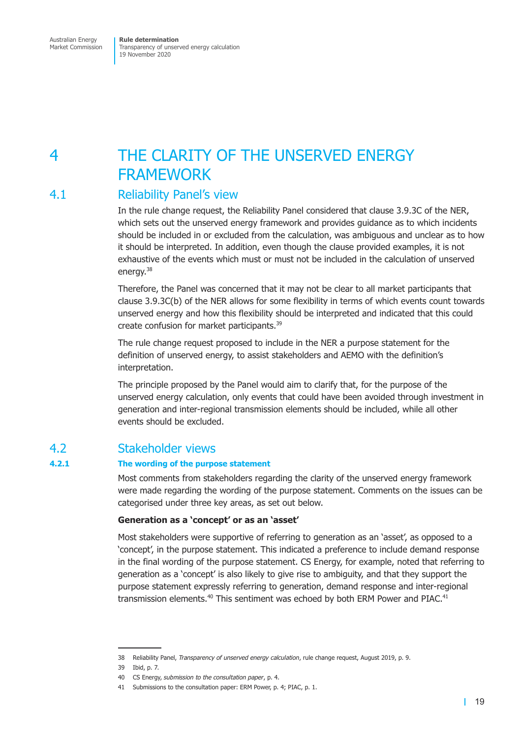# 4 THE CLARITY OF THE UNSERVED ENERGY FRAMEWORK

## 4.1 Reliability Panel's view

In the rule change request, the Reliability Panel considered that clause 3.9.3C of the NER, which sets out the unserved energy framework and provides guidance as to which incidents should be included in or excluded from the calculation, was ambiguous and unclear as to how it should be interpreted. In addition, even though the clause provided examples, it is not exhaustive of the events which must or must not be included in the calculation of unserved energy.[38]

Therefore, the Panel was concerned that it may not be clear to all market participants that clause 3.9.3C(b) of the NER allows for some flexibility in terms of which events count towards unserved energy and how this flexibility should be interpreted and indicated that this could create confusion for market participants.[39]

The rule change request proposed to include in the NER a purpose statement for the definition of unserved energy, to assist stakeholders and AEMO with the definition's interpretation.

The principle proposed by the Panel would aim to clarify that, for the purpose of the unserved energy calculation, only events that could have been avoided through investment in generation and inter-regional transmission elements should be included, while all other events should be excluded.

## 4.2 Stakeholder views

### 4.2.1 The wording of the purpose statement

Most comments from stakeholders regarding the clarity of the unserved energy framework were made regarding the wording of the purpose statement. Comments on the issues can be categorised under three key areas, as set out below.

**Generation as a 'concept' or as an 'asset'**

Most stakeholders were supportive of referring to generation as an 'asset', as opposed to a 'concept', in the purpose statement. This indicated a preference to include demand response in the final wording of the purpose statement. CS Energy, for example, noted that referring to generation as a 'concept' is also likely to give rise to ambiguity, and that they support the purpose statement expressly referring to generation, demand response and inter-regional transmission elements.[40] This sentiment was echoed by both ERM Power and PIAC.[41]

---

38 Reliability Panel, *Transparency of unserved energy calculation*, rule change request, August 2019, p. 9.

39 Ibid, p. 7.

40 CS Energy, *submission to the consultation paper*, p. 4.

41 Submissions to the consultation paper: ERM Power, p. 4; PIAC, p. 1.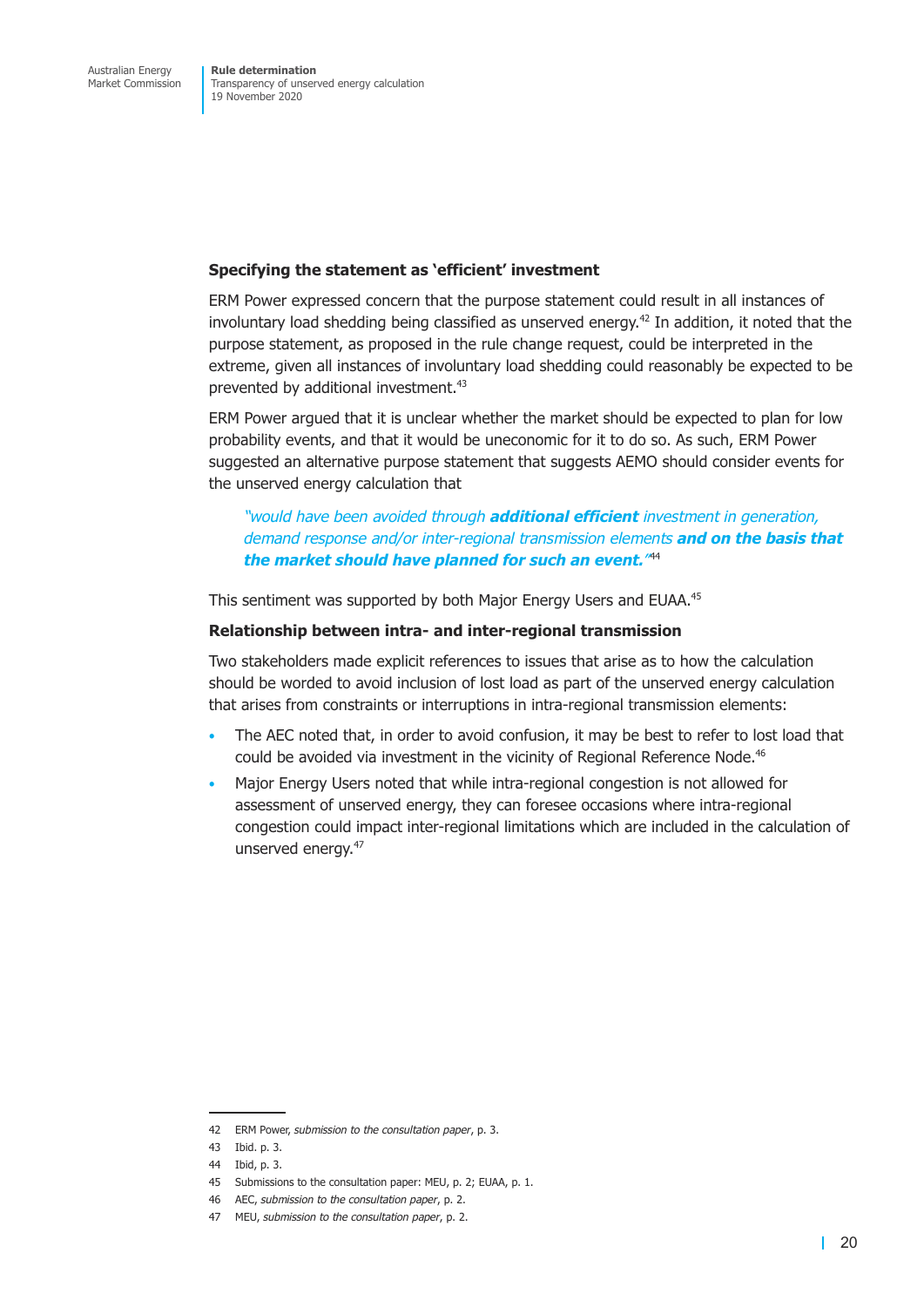### Specifying the statement as 'efficient' investment

ERM Power expressed concern that the purpose statement could result in all instances of involuntary load shedding being classified as unserved energy.[42] In addition, it noted that the purpose statement, as proposed in the rule change request, could be interpreted in the extreme, given all instances of involuntary load shedding could reasonably be expected to be prevented by additional investment.[43]

ERM Power argued that it is unclear whether the market should be expected to plan for low probability events, and that it would be uneconomic for it to do so. As such, ERM Power suggested an alternative purpose statement that suggests AEMO should consider events for the unserved energy calculation that

> *"would have been avoided through **additional efficient** investment in generation, demand response and/or inter-regional transmission elements **and on the basis that the market should have planned for such an event.**"*[44]

This sentiment was supported by both Major Energy Users and EUAA.[45]

### Relationship between intra- and inter-regional transmission

Two stakeholders made explicit references to issues that arise as to how the calculation should be worded to avoid inclusion of lost load as part of the unserved energy calculation that arises from constraints or interruptions in intra-regional transmission elements:

- The AEC noted that, in order to avoid confusion, it may be best to refer to lost load that could be avoided via investment in the vicinity of Regional Reference Node.[46]
- Major Energy Users noted that while intra-regional congestion is not allowed for assessment of unserved energy, they can foresee occasions where intra-regional congestion could impact inter-regional limitations which are included in the calculation of unserved energy.[47]

---

42 ERM Power, *submission to the consultation paper*, p. 3.

43 Ibid. p. 3.

44 Ibid, p. 3.

45 Submissions to the consultation paper: MEU, p. 2; EUAA, p. 1.

46 AEC, *submission to the consultation paper*, p. 2.

47 MEU, *submission to the consultation paper*, p. 2.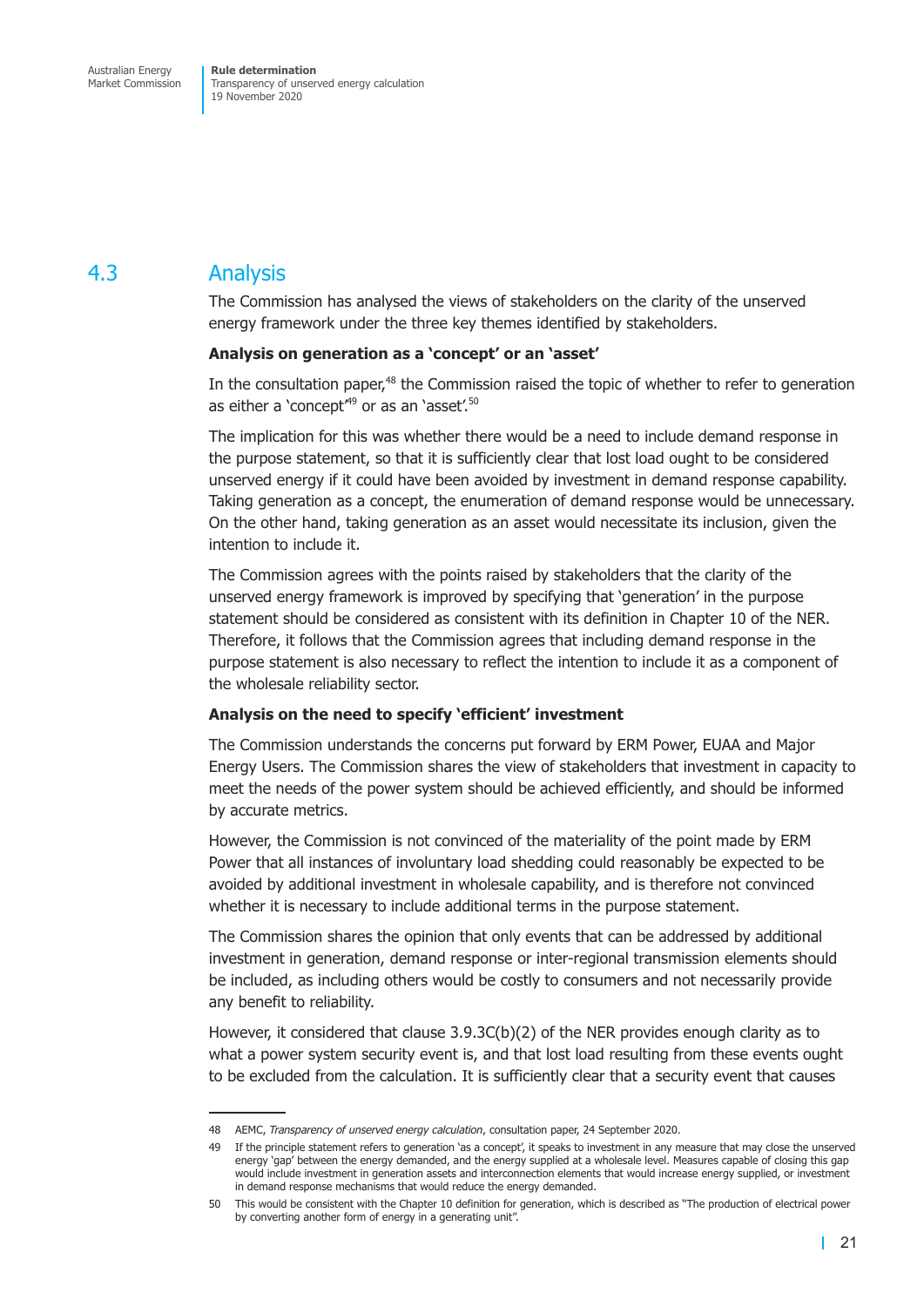## 4.3 Analysis

The Commission has analysed the views of stakeholders on the clarity of the unserved energy framework under the three key themes identified by stakeholders.

**Analysis on generation as a 'concept' or an 'asset'**

In the consultation paper,[48] the Commission raised the topic of whether to refer to generation as either a 'concept'[49] or as an 'asset'.[50]

The implication for this was whether there would be a need to include demand response in the purpose statement, so that it is sufficiently clear that lost load ought to be considered unserved energy if it could have been avoided by investment in demand response capability. Taking generation as a concept, the enumeration of demand response would be unnecessary. On the other hand, taking generation as an asset would necessitate its inclusion, given the intention to include it.

The Commission agrees with the points raised by stakeholders that the clarity of the unserved energy framework is improved by specifying that 'generation' in the purpose statement should be considered as consistent with its definition in Chapter 10 of the NER. Therefore, it follows that the Commission agrees that including demand response in the purpose statement is also necessary to reflect the intention to include it as a component of the wholesale reliability sector.

**Analysis on the need to specify 'efficient' investment**

The Commission understands the concerns put forward by ERM Power, EUAA and Major Energy Users. The Commission shares the view of stakeholders that investment in capacity to meet the needs of the power system should be achieved efficiently, and should be informed by accurate metrics.

However, the Commission is not convinced of the materiality of the point made by ERM Power that all instances of involuntary load shedding could reasonably be expected to be avoided by additional investment in wholesale capability, and is therefore not convinced whether it is necessary to include additional terms in the purpose statement.

The Commission shares the opinion that only events that can be addressed by additional investment in generation, demand response or inter-regional transmission elements should be included, as including others would be costly to consumers and not necessarily provide any benefit to reliability.

However, it considered that clause 3.9.3C(b)(2) of the NER provides enough clarity as to what a power system security event is, and that lost load resulting from these events ought to be excluded from the calculation. It is sufficiently clear that a security event that causes

---

48 AEMC, *Transparency of unserved energy calculation*, consultation paper, 24 September 2020.

49 If the principle statement refers to generation 'as a concept', it speaks to investment in any measure that may close the unserved energy 'gap' between the energy demanded, and the energy supplied at a wholesale level. Measures capable of closing this gap would include investment in generation assets and interconnection elements that would increase energy supplied, or investment in demand response mechanisms that would reduce the energy demanded.

50 This would be consistent with the Chapter 10 definition for generation, which is described as "The production of electrical power by converting another form of energy in a generating unit".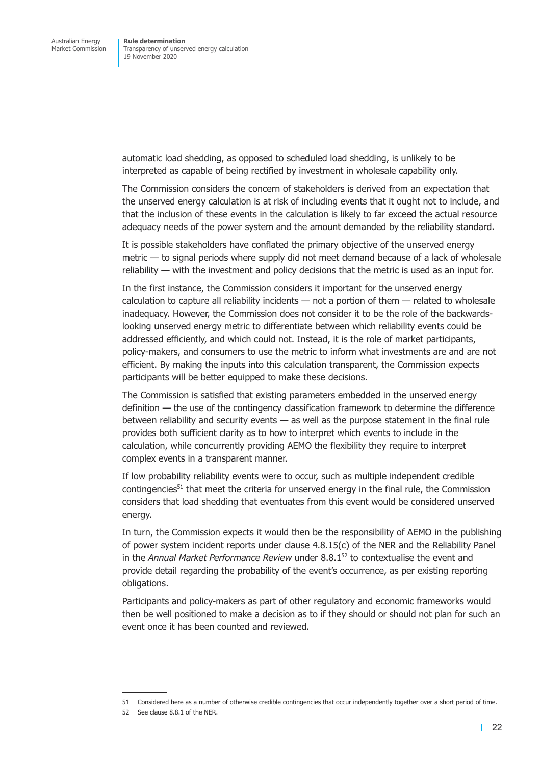automatic load shedding, as opposed to scheduled load shedding, is unlikely to be interpreted as capable of being rectified by investment in wholesale capability only.

The Commission considers the concern of stakeholders is derived from an expectation that the unserved energy calculation is at risk of including events that it ought not to include, and that the inclusion of these events in the calculation is likely to far exceed the actual resource adequacy needs of the power system and the amount demanded by the reliability standard.

It is possible stakeholders have conflated the primary objective of the unserved energy metric — to signal periods where supply did not meet demand because of a lack of wholesale reliability — with the investment and policy decisions that the metric is used as an input for.

In the first instance, the Commission considers it important for the unserved energy calculation to capture all reliability incidents — not a portion of them — related to wholesale inadequacy. However, the Commission does not consider it to be the role of the backwards-looking unserved energy metric to differentiate between which reliability events could be addressed efficiently, and which could not. Instead, it is the role of market participants, policy-makers, and consumers to use the metric to inform what investments are and are not efficient. By making the inputs into this calculation transparent, the Commission expects participants will be better equipped to make these decisions.

The Commission is satisfied that existing parameters embedded in the unserved energy definition — the use of the contingency classification framework to determine the difference between reliability and security events — as well as the purpose statement in the final rule provides both sufficient clarity as to how to interpret which events to include in the calculation, while concurrently providing AEMO the flexibility they require to interpret complex events in a transparent manner.

If low probability reliability events were to occur, such as multiple independent credible contingencies[51] that meet the criteria for unserved energy in the final rule, the Commission considers that load shedding that eventuates from this event would be considered unserved energy.

In turn, the Commission expects it would then be the responsibility of AEMO in the publishing of power system incident reports under clause 4.8.15(c) of the NER and the Reliability Panel in the *Annual Market Performance Review* under 8.8.1[52] to contextualise the event and provide detail regarding the probability of the event's occurrence, as per existing reporting obligations.

Participants and policy-makers as part of other regulatory and economic frameworks would then be well positioned to make a decision as to if they should or should not plan for such an event once it has been counted and reviewed.

---

51 Considered here as a number of otherwise credible contingencies that occur independently together over a short period of time.

52 See clause 8.8.1 of the NER.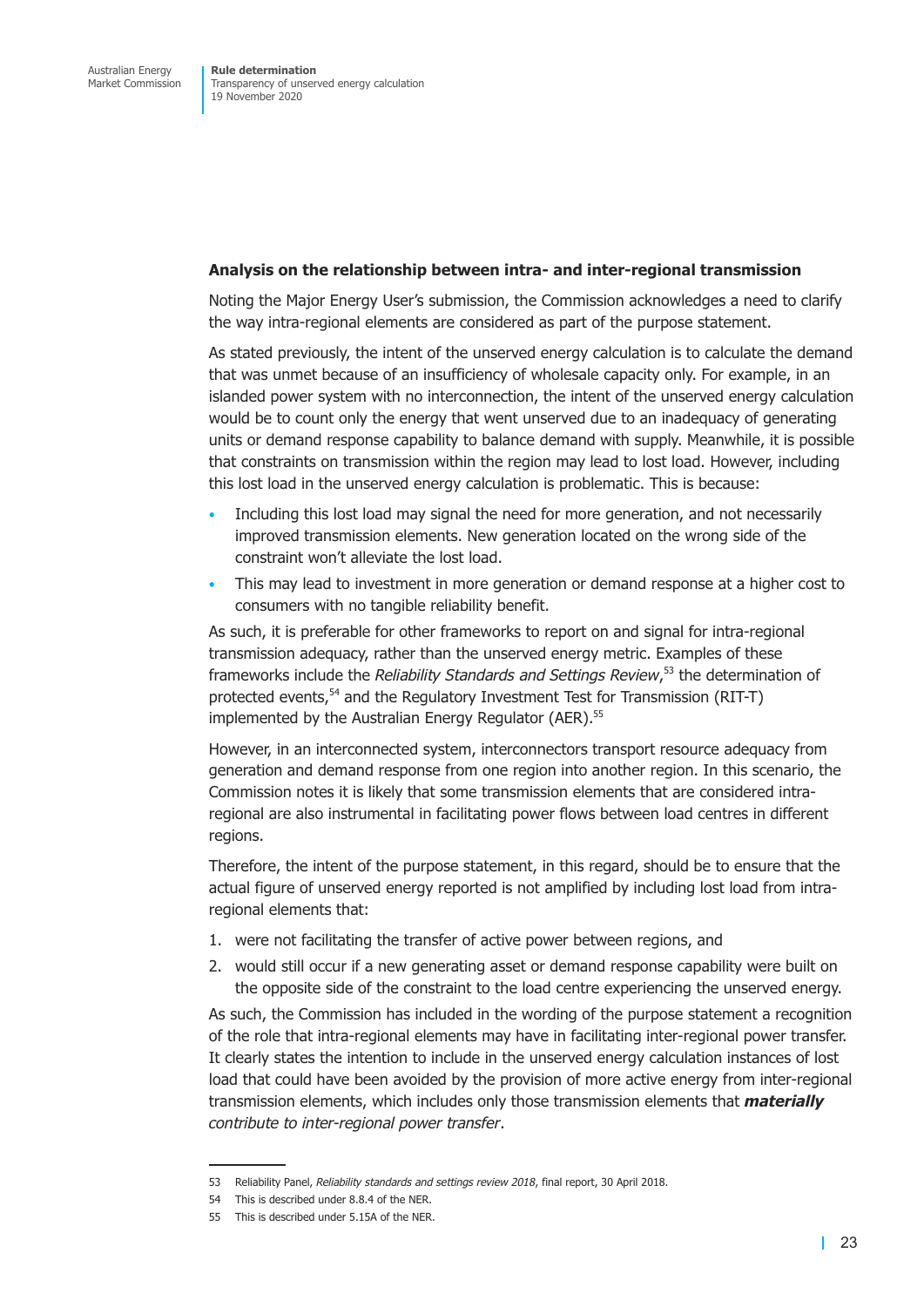### Analysis on the relationship between intra- and inter-regional transmission

Noting the Major Energy User's submission, the Commission acknowledges a need to clarify the way intra-regional elements are considered as part of the purpose statement.

As stated previously, the intent of the unserved energy calculation is to calculate the demand that was unmet because of an insufficiency of wholesale capacity only. For example, in an islanded power system with no interconnection, the intent of the unserved energy calculation would be to count only the energy that went unserved due to an inadequacy of generating units or demand response capability to balance demand with supply. Meanwhile, it is possible that constraints on transmission within the region may lead to lost load. However, including this lost load in the unserved energy calculation is problematic. This is because:

- Including this lost load may signal the need for more generation, and not necessarily improved transmission elements. New generation located on the wrong side of the constraint won't alleviate the lost load.
- This may lead to investment in more generation or demand response at a higher cost to consumers with no tangible reliability benefit.

As such, it is preferable for other frameworks to report on and signal for intra-regional transmission adequacy, rather than the unserved energy metric. Examples of these frameworks include the *Reliability Standards and Settings Review*,[53] the determination of protected events,[54] and the Regulatory Investment Test for Transmission (RIT-T) implemented by the Australian Energy Regulator (AER).[55]

However, in an interconnected system, interconnectors transport resource adequacy from generation and demand response from one region into another region. In this scenario, the Commission notes it is likely that some transmission elements that are considered intra-regional are also instrumental in facilitating power flows between load centres in different regions.

Therefore, the intent of the purpose statement, in this regard, should be to ensure that the actual figure of unserved energy reported is not amplified by including lost load from intra-regional elements that:

1. were not facilitating the transfer of active power between regions, and
2. would still occur if a new generating asset or demand response capability were built on the opposite side of the constraint to the load centre experiencing the unserved energy.

As such, the Commission has included in the wording of the purpose statement a recognition of the role that intra-regional elements may have in facilitating inter-regional power transfer. It clearly states the intention to include in the unserved energy calculation instances of lost load that could have been avoided by the provision of more active energy from inter-regional transmission elements, which includes only those transmission elements that ***materially*** *contribute to inter-regional power transfer*.

53 Reliability Panel, *Reliability standards and settings review 2018*, final report, 30 April 2018.

54 This is described under 8.8.4 of the NER.

55 This is described under 5.15A of the NER.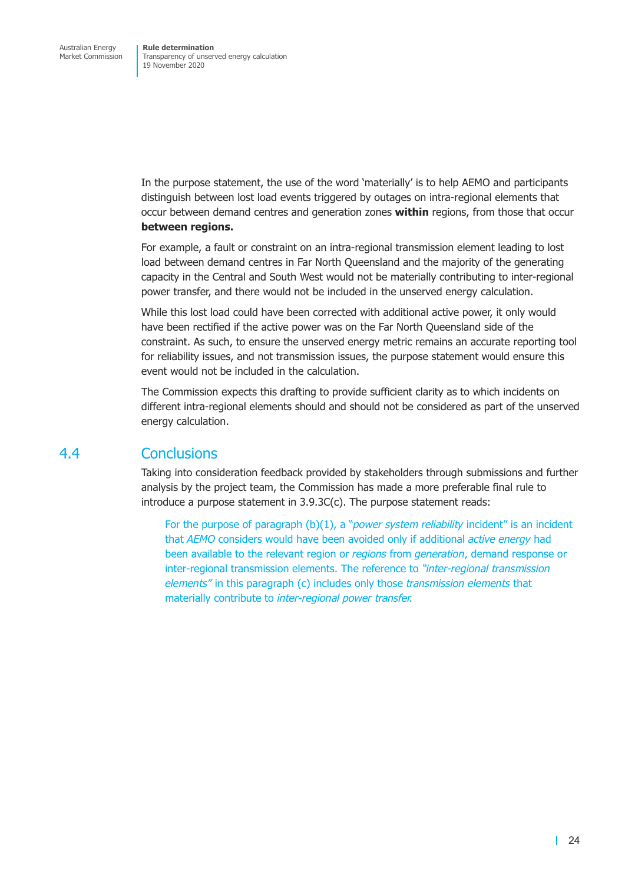In the purpose statement, the use of the word 'materially' is to help AEMO and participants distinguish between lost load events triggered by outages on intra-regional elements that occur between demand centres and generation zones **within** regions, from those that occur **between regions.**

For example, a fault or constraint on an intra-regional transmission element leading to lost load between demand centres in Far North Queensland and the majority of the generating capacity in the Central and South West would not be materially contributing to inter-regional power transfer, and there would not be included in the unserved energy calculation.

While this lost load could have been corrected with additional active power, it only would have been rectified if the active power was on the Far North Queensland side of the constraint. As such, to ensure the unserved energy metric remains an accurate reporting tool for reliability issues, and not transmission issues, the purpose statement would ensure this event would not be included in the calculation.

The Commission expects this drafting to provide sufficient clarity as to which incidents on different intra-regional elements should and should not be considered as part of the unserved energy calculation.

## 4.4 Conclusions

Taking into consideration feedback provided by stakeholders through submissions and further analysis by the project team, the Commission has made a more preferable final rule to introduce a purpose statement in 3.9.3C(c). The purpose statement reads:

> For the purpose of paragraph (b)(1), a "*power system reliability* incident" is an incident that *AEMO* considers would have been avoided only if additional *active energy* had been available to the relevant region or *regions* from *generation*, demand response or inter-regional transmission elements. The reference to *"inter-regional transmission elements"* in this paragraph (c) includes only those *transmission elements* that materially contribute to *inter-regional power transfer.*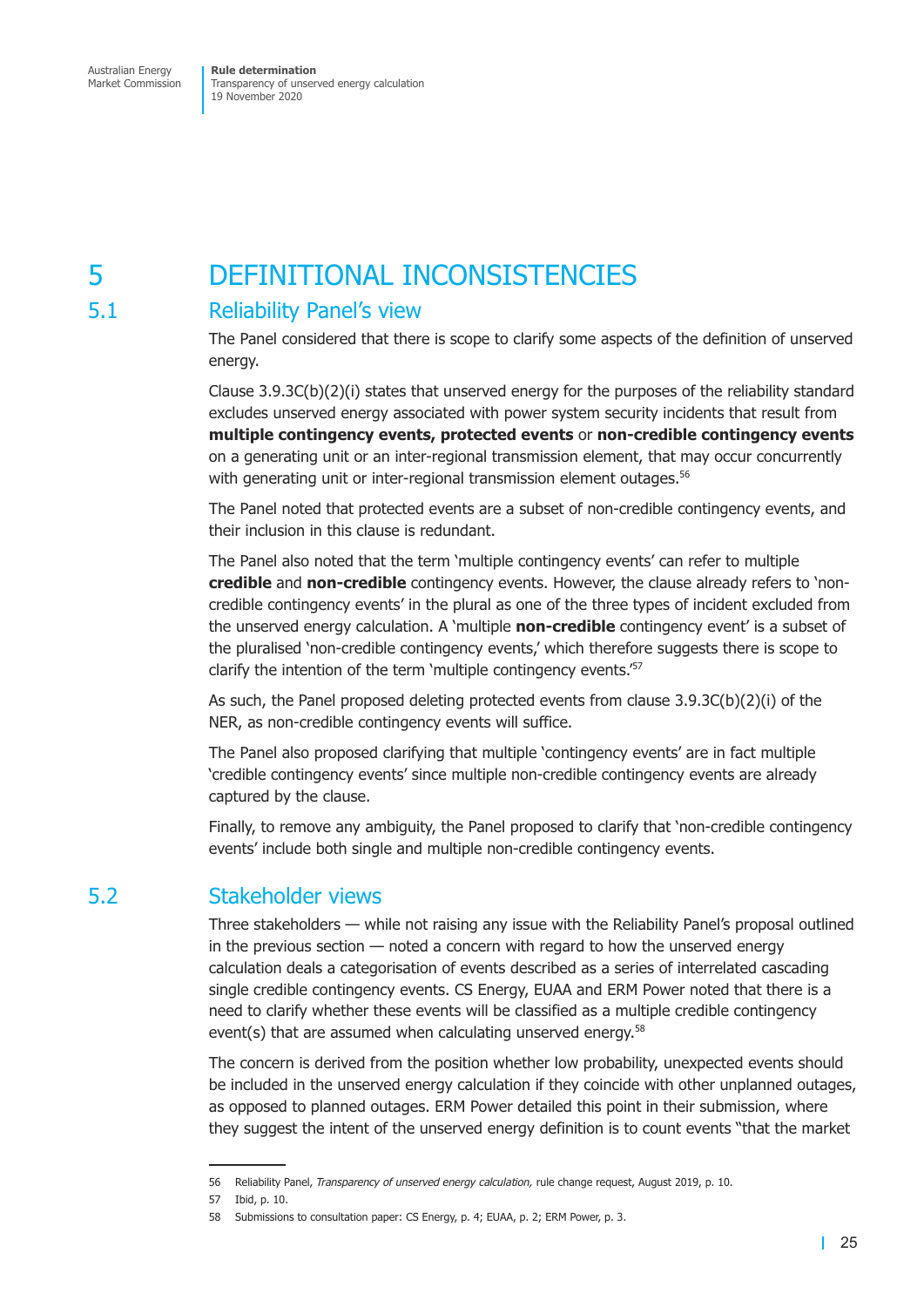# 5 DEFINITIONAL INCONSISTENCIES

## 5.1 Reliability Panel's view

The Panel considered that there is scope to clarify some aspects of the definition of unserved energy.

Clause 3.9.3C(b)(2)(i) states that unserved energy for the purposes of the reliability standard excludes unserved energy associated with power system security incidents that result from **multiple contingency events, protected events** or **non-credible contingency events** on a generating unit or an inter-regional transmission element, that may occur concurrently with generating unit or inter-regional transmission element outages.[56]

The Panel noted that protected events are a subset of non-credible contingency events, and their inclusion in this clause is redundant.

The Panel also noted that the term 'multiple contingency events' can refer to multiple **credible** and **non-credible** contingency events. However, the clause already refers to 'non-credible contingency events' in the plural as one of the three types of incident excluded from the unserved energy calculation. A 'multiple **non-credible** contingency event' is a subset of the pluralised 'non-credible contingency events,' which therefore suggests there is scope to clarify the intention of the term 'multiple contingency events.'[57]

As such, the Panel proposed deleting protected events from clause 3.9.3C(b)(2)(i) of the NER, as non-credible contingency events will suffice.

The Panel also proposed clarifying that multiple 'contingency events' are in fact multiple 'credible contingency events' since multiple non-credible contingency events are already captured by the clause.

Finally, to remove any ambiguity, the Panel proposed to clarify that 'non-credible contingency events' include both single and multiple non-credible contingency events.

## 5.2 Stakeholder views

Three stakeholders — while not raising any issue with the Reliability Panel's proposal outlined in the previous section — noted a concern with regard to how the unserved energy calculation deals a categorisation of events described as a series of interrelated cascading single credible contingency events. CS Energy, EUAA and ERM Power noted that there is a need to clarify whether these events will be classified as a multiple credible contingency event(s) that are assumed when calculating unserved energy.[58]

The concern is derived from the position whether low probability, unexpected events should be included in the unserved energy calculation if they coincide with other unplanned outages, as opposed to planned outages. ERM Power detailed this point in their submission, where they suggest the intent of the unserved energy definition is to count events "that the market

---

56 Reliability Panel, *Transparency of unserved energy calculation,* rule change request, August 2019, p. 10.

57 Ibid, p. 10.

58 Submissions to consultation paper: CS Energy, p. 4; EUAA, p. 2; ERM Power, p. 3.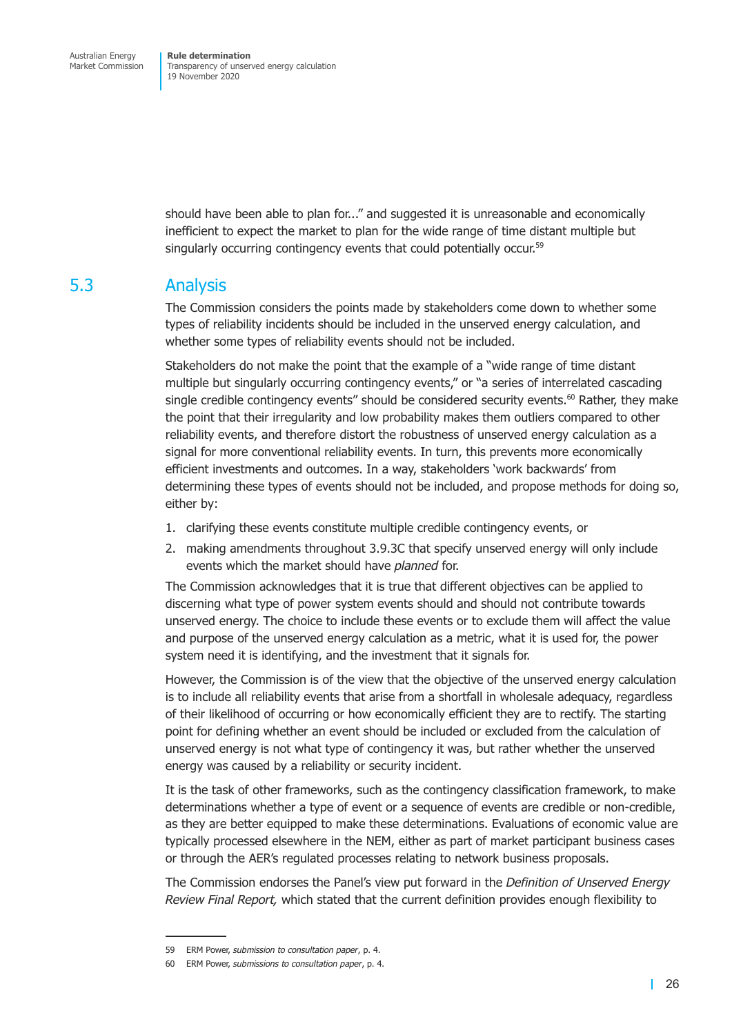should have been able to plan for..." and suggested it is unreasonable and economically inefficient to expect the market to plan for the wide range of time distant multiple but singularly occurring contingency events that could potentially occur.[59]

## 5.3 Analysis

The Commission considers the points made by stakeholders come down to whether some types of reliability incidents should be included in the unserved energy calculation, and whether some types of reliability events should not be included.

Stakeholders do not make the point that the example of a "wide range of time distant multiple but singularly occurring contingency events," or "a series of interrelated cascading single credible contingency events" should be considered security events.[60] Rather, they make the point that their irregularity and low probability makes them outliers compared to other reliability events, and therefore distort the robustness of unserved energy calculation as a signal for more conventional reliability events. In turn, this prevents more economically efficient investments and outcomes. In a way, stakeholders 'work backwards' from determining these types of events should not be included, and propose methods for doing so, either by:

1. clarifying these events constitute multiple credible contingency events, or
2. making amendments throughout 3.9.3C that specify unserved energy will only include events which the market should have *planned* for.

The Commission acknowledges that it is true that different objectives can be applied to discerning what type of power system events should and should not contribute towards unserved energy. The choice to include these events or to exclude them will affect the value and purpose of the unserved energy calculation as a metric, what it is used for, the power system need it is identifying, and the investment that it signals for.

However, the Commission is of the view that the objective of the unserved energy calculation is to include all reliability events that arise from a shortfall in wholesale adequacy, regardless of their likelihood of occurring or how economically efficient they are to rectify. The starting point for defining whether an event should be included or excluded from the calculation of unserved energy is not what type of contingency it was, but rather whether the unserved energy was caused by a reliability or security incident.

It is the task of other frameworks, such as the contingency classification framework, to make determinations whether a type of event or a sequence of events are credible or non-credible, as they are better equipped to make these determinations. Evaluations of economic value are typically processed elsewhere in the NEM, either as part of market participant business cases or through the AER's regulated processes relating to network business proposals.

The Commission endorses the Panel's view put forward in the *Definition of Unserved Energy Review Final Report,* which stated that the current definition provides enough flexibility to

---

59 ERM Power, *submission to consultation paper*, p. 4.

60 ERM Power, *submissions to consultation paper*, p. 4.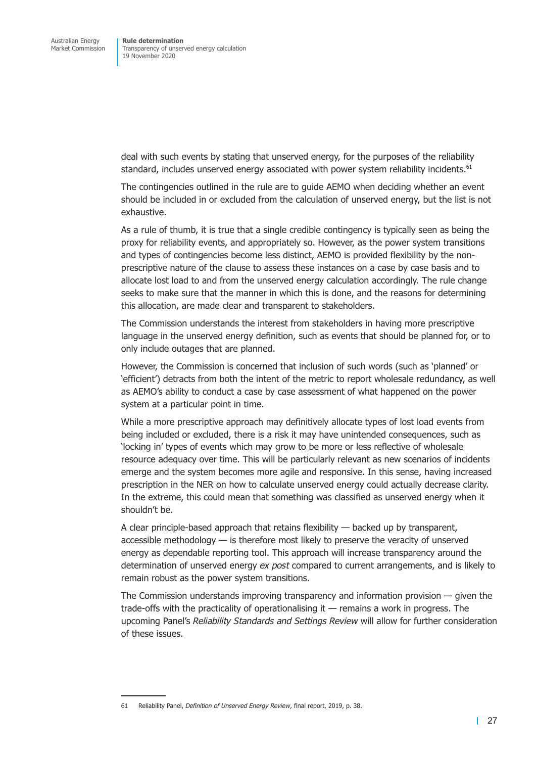deal with such events by stating that unserved energy, for the purposes of the reliability standard, includes unserved energy associated with power system reliability incidents.[61]

The contingencies outlined in the rule are to guide AEMO when deciding whether an event should be included in or excluded from the calculation of unserved energy, but the list is not exhaustive.

As a rule of thumb, it is true that a single credible contingency is typically seen as being the proxy for reliability events, and appropriately so. However, as the power system transitions and types of contingencies become less distinct, AEMO is provided flexibility by the non-prescriptive nature of the clause to assess these instances on a case by case basis and to allocate lost load to and from the unserved energy calculation accordingly. The rule change seeks to make sure that the manner in which this is done, and the reasons for determining this allocation, are made clear and transparent to stakeholders.

The Commission understands the interest from stakeholders in having more prescriptive language in the unserved energy definition, such as events that should be planned for, or to only include outages that are planned.

However, the Commission is concerned that inclusion of such words (such as 'planned' or 'efficient') detracts from both the intent of the metric to report wholesale redundancy, as well as AEMO's ability to conduct a case by case assessment of what happened on the power system at a particular point in time.

While a more prescriptive approach may definitively allocate types of lost load events from being included or excluded, there is a risk it may have unintended consequences, such as 'locking in' types of events which may grow to be more or less reflective of wholesale resource adequacy over time. This will be particularly relevant as new scenarios of incidents emerge and the system becomes more agile and responsive. In this sense, having increased prescription in the NER on how to calculate unserved energy could actually decrease clarity. In the extreme, this could mean that something was classified as unserved energy when it shouldn't be.

A clear principle-based approach that retains flexibility — backed up by transparent, accessible methodology — is therefore most likely to preserve the veracity of unserved energy as dependable reporting tool. This approach will increase transparency around the determination of unserved energy *ex post* compared to current arrangements, and is likely to remain robust as the power system transitions.

The Commission understands improving transparency and information provision — given the trade-offs with the practicality of operationalising it — remains a work in progress. The upcoming Panel's *Reliability Standards and Settings Review* will allow for further consideration of these issues.

---

61 Reliability Panel, *Definition of Unserved Energy Review*, final report, 2019, p. 38.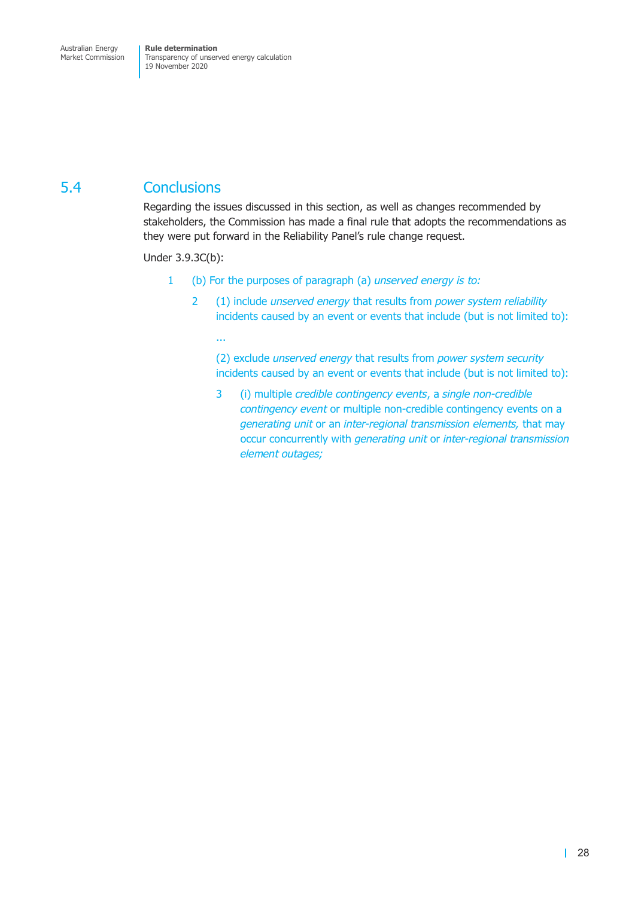## 5.4 Conclusions

Regarding the issues discussed in this section, as well as changes recommended by stakeholders, the Commission has made a final rule that adopts the recommendations as they were put forward in the Reliability Panel's rule change request.

Under 3.9.3C(b):

1. (b) For the purposes of paragraph (a) *unserved energy is to:*

    2. (1) include *unserved energy* that results from *power system reliability* incidents caused by an event or events that include (but is not limited to):

        ...

        (2) exclude *unserved energy* that results from *power system security* incidents caused by an event or events that include (but is not limited to):

        3. (i) multiple *credible contingency events*, a *single non-credible contingency event* or multiple non-credible contingency events on a *generating unit* or an *inter-regional transmission elements,* that may occur concurrently with *generating unit* or *inter-regional transmission element outages;*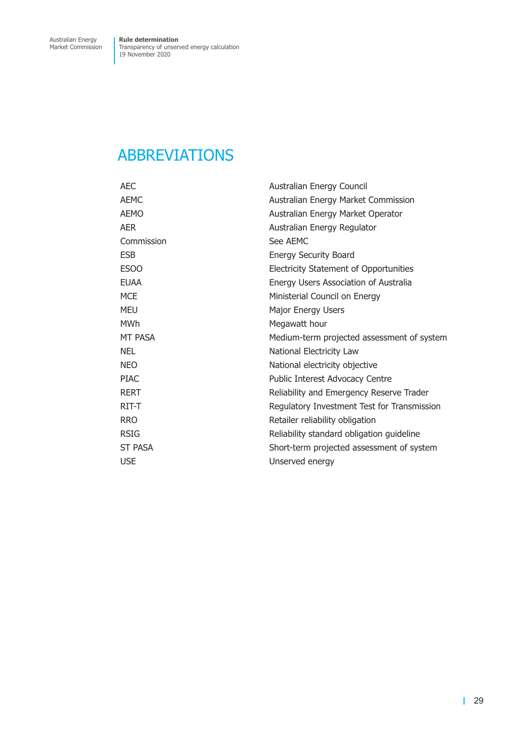# ABBREVIATIONS

| | |
|---|---|
| AEC | Australian Energy Council |
| AEMC | Australian Energy Market Commission |
| AEMO | Australian Energy Market Operator |
| AER | Australian Energy Regulator |
| Commission | See AEMC |
| ESB | Energy Security Board |
| ESOO | Electricity Statement of Opportunities |
| EUAA | Energy Users Association of Australia |
| MCE | Ministerial Council on Energy |
| MEU | Major Energy Users |
| MWh | Megawatt hour |
| MT PASA | Medium-term projected assessment of system |
| NEL | National Electricity Law |
| NEO | National electricity objective |
| PIAC | Public Interest Advocacy Centre |
| RERT | Reliability and Emergency Reserve Trader |
| RIT-T | Regulatory Investment Test for Transmission |
| RRO | Retailer reliability obligation |
| RSIG | Reliability standard obligation guideline |
| ST PASA | Short-term projected assessment of system |
| USE | Unserved energy |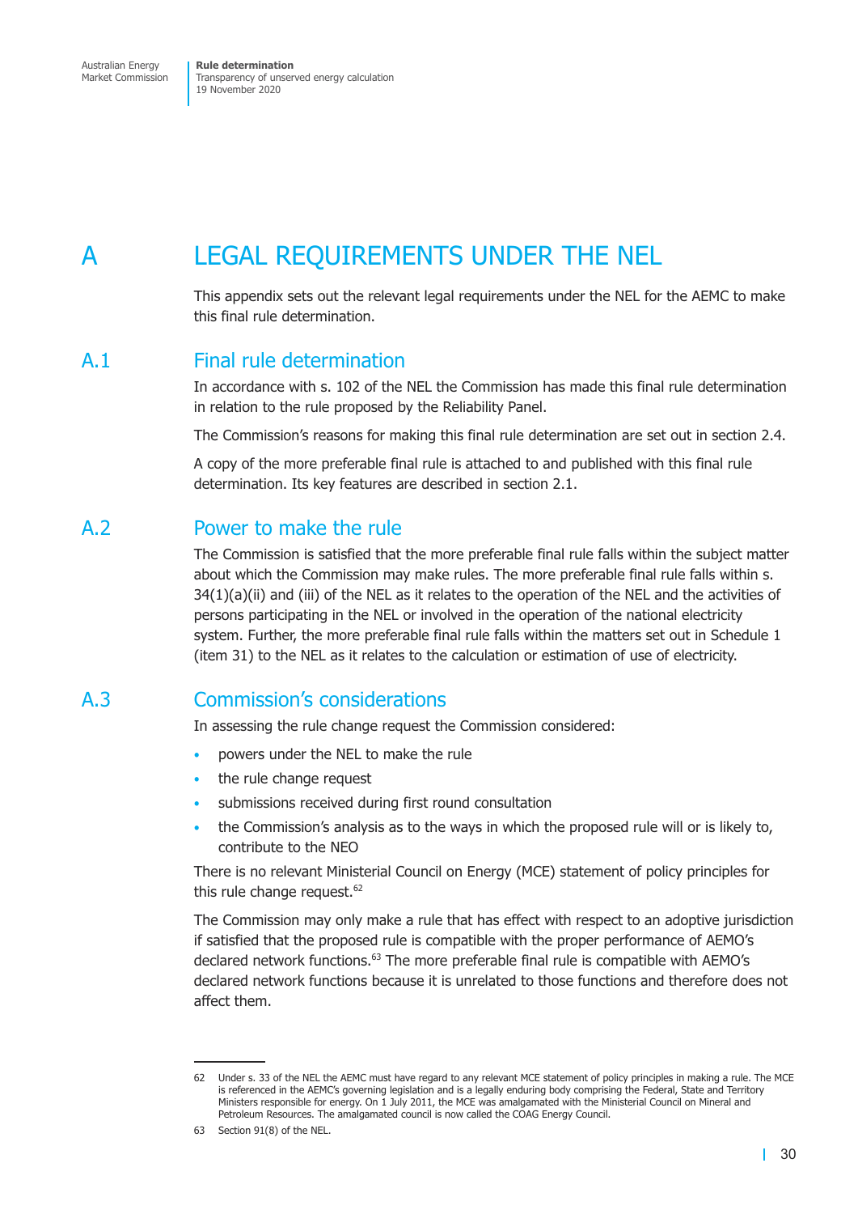# A LEGAL REQUIREMENTS UNDER THE NEL

This appendix sets out the relevant legal requirements under the NEL for the AEMC to make this final rule determination.

## A.1 Final rule determination

In accordance with s. 102 of the NEL the Commission has made this final rule determination in relation to the rule proposed by the Reliability Panel.

The Commission's reasons for making this final rule determination are set out in section 2.4.

A copy of the more preferable final rule is attached to and published with this final rule determination. Its key features are described in section 2.1.

## A.2 Power to make the rule

The Commission is satisfied that the more preferable final rule falls within the subject matter about which the Commission may make rules. The more preferable final rule falls within s. 34(1)(a)(ii) and (iii) of the NEL as it relates to the operation of the NEL and the activities of persons participating in the NEL or involved in the operation of the national electricity system. Further, the more preferable final rule falls within the matters set out in Schedule 1 (item 31) to the NEL as it relates to the calculation or estimation of use of electricity.

## A.3 Commission's considerations

In assessing the rule change request the Commission considered:

- powers under the NEL to make the rule
- the rule change request
- submissions received during first round consultation
- the Commission's analysis as to the ways in which the proposed rule will or is likely to, contribute to the NEO

There is no relevant Ministerial Council on Energy (MCE) statement of policy principles for this rule change request.[62]

The Commission may only make a rule that has effect with respect to an adoptive jurisdiction if satisfied that the proposed rule is compatible with the proper performance of AEMO's declared network functions.[63] The more preferable final rule is compatible with AEMO's declared network functions because it is unrelated to those functions and therefore does not affect them.

---

62 Under s. 33 of the NEL the AEMC must have regard to any relevant MCE statement of policy principles in making a rule. The MCE is referenced in the AEMC's governing legislation and is a legally enduring body comprising the Federal, State and Territory Ministers responsible for energy. On 1 July 2011, the MCE was amalgamated with the Ministerial Council on Mineral and Petroleum Resources. The amalgamated council is now called the COAG Energy Council.

63 Section 91(8) of the NEL.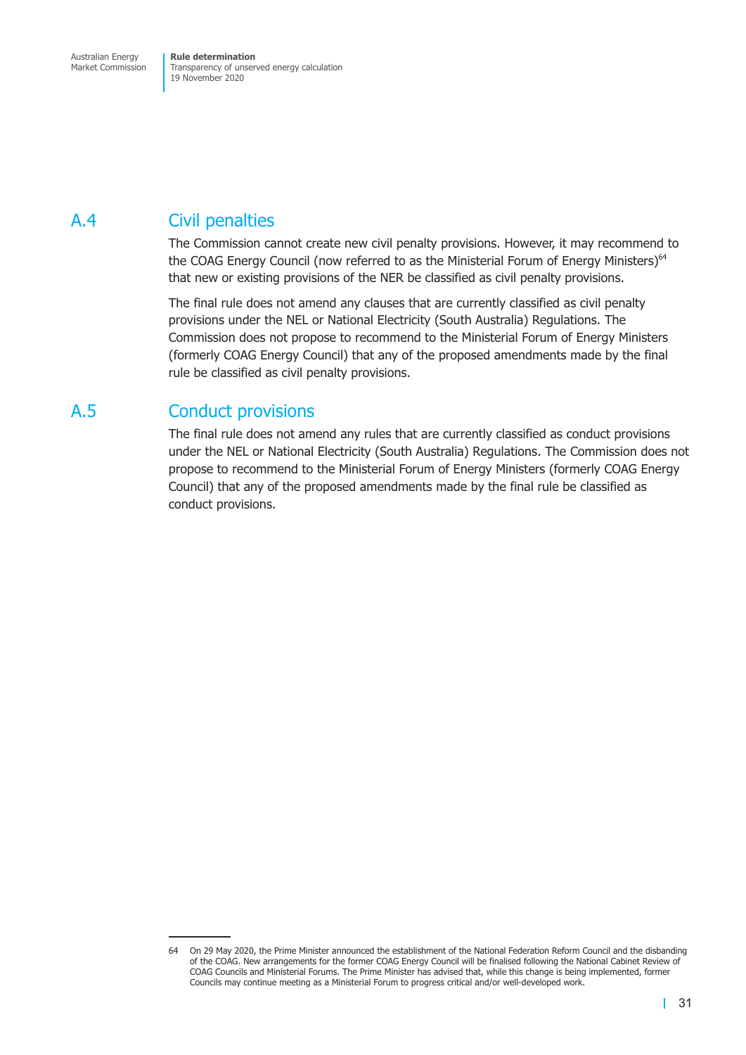## A.4 Civil penalties

The Commission cannot create new civil penalty provisions. However, it may recommend to the COAG Energy Council (now referred to as the Ministerial Forum of Energy Ministers)[64] that new or existing provisions of the NER be classified as civil penalty provisions.

The final rule does not amend any clauses that are currently classified as civil penalty provisions under the NEL or National Electricity (South Australia) Regulations. The Commission does not propose to recommend to the Ministerial Forum of Energy Ministers (formerly COAG Energy Council) that any of the proposed amendments made by the final rule be classified as civil penalty provisions.

## A.5 Conduct provisions

The final rule does not amend any rules that are currently classified as conduct provisions under the NEL or National Electricity (South Australia) Regulations. The Commission does not propose to recommend to the Ministerial Forum of Energy Ministers (formerly COAG Energy Council) that any of the proposed amendments made by the final rule be classified as conduct provisions.

---

64 On 29 May 2020, the Prime Minister announced the establishment of the National Federation Reform Council and the disbanding of the COAG. New arrangements for the former COAG Energy Council will be finalised following the National Cabinet Review of COAG Councils and Ministerial Forums. The Prime Minister has advised that, while this change is being implemented, former Councils may continue meeting as a Ministerial Forum to progress critical and/or well-developed work.